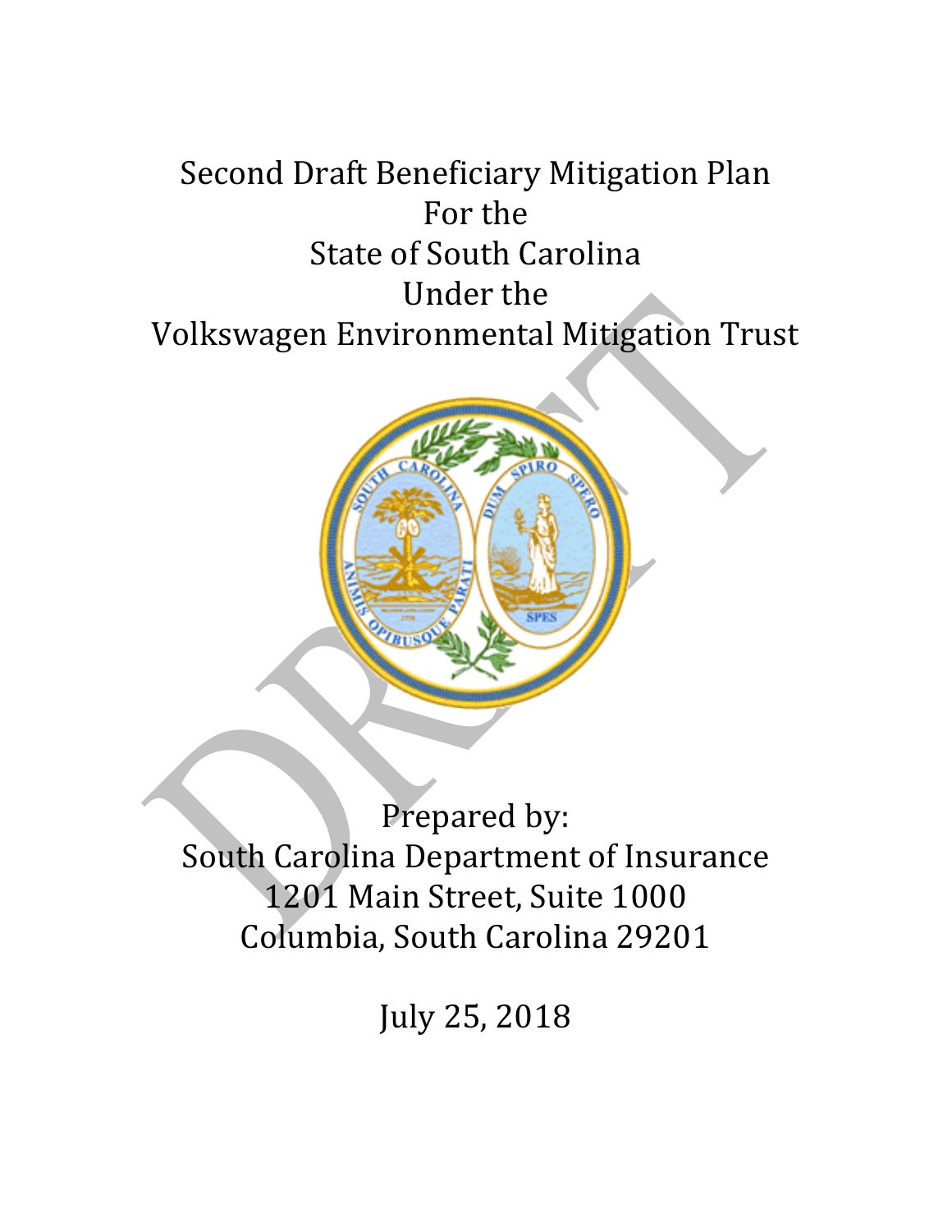# Second Draft Beneficiary Mitigation Plan For the State of South Carolina Under the Volkswagen Environmental Mitigation Trust

Prepared by:
South Carolina Department of Insurance
1201 Main Street, Suite 1000
Columbia, South Carolina 29201

July 25, 2018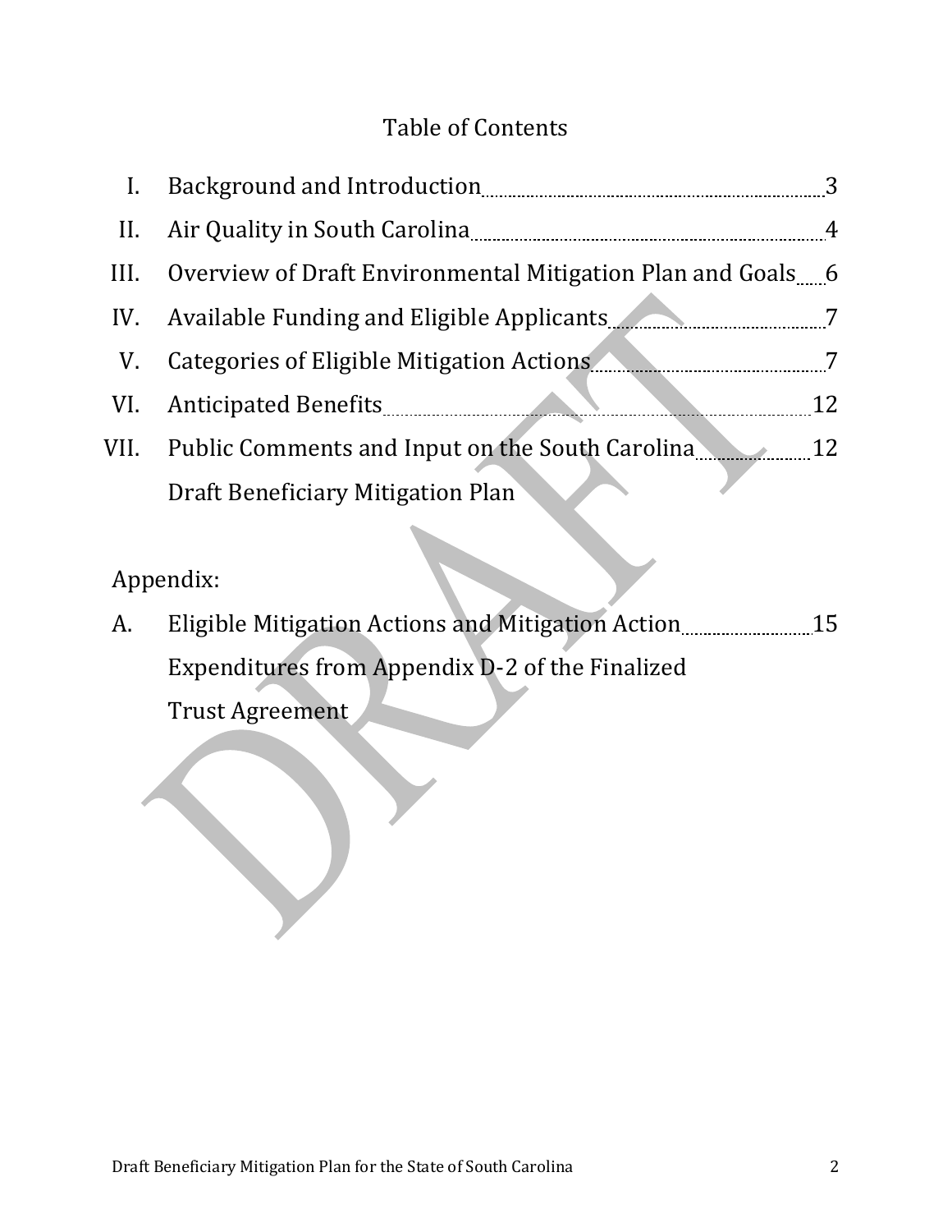# Table of Contents

| | | |
|---|---|---|
| I. | Background and Introduction | 3 |
| II. | Air Quality in South Carolina | 4 |
| III. | Overview of Draft Environmental Mitigation Plan and Goals | 6 |
| IV. | Available Funding and Eligible Applicants | 7 |
| V. | Categories of Eligible Mitigation Actions | 7 |
| VI. | Anticipated Benefits | 12 |
| VII. | Public Comments and Input on the South Carolina Draft Beneficiary Mitigation Plan | 12 |

Appendix:

| | | |
|---|---|---|
| A. | Eligible Mitigation Actions and Mitigation Action Expenditures from Appendix D-2 of the Finalized Trust Agreement | 15 |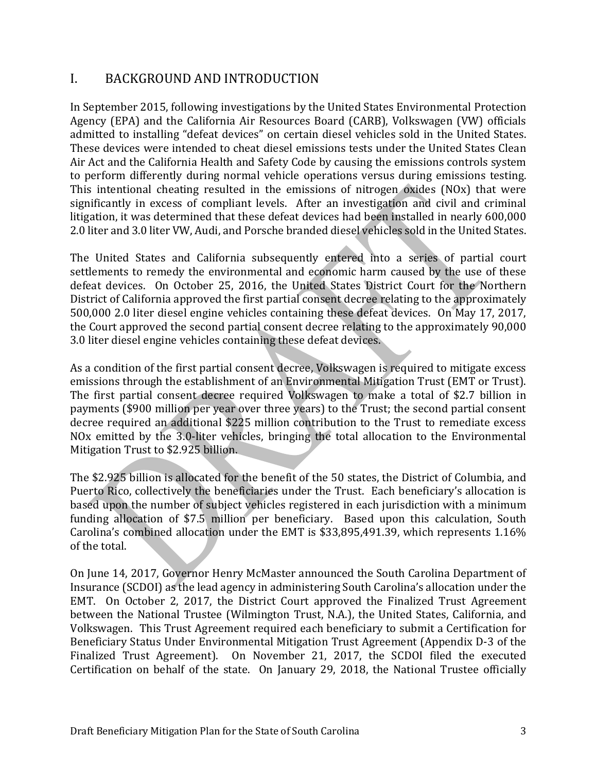## I. BACKGROUND AND INTRODUCTION

In September 2015, following investigations by the United States Environmental Protection Agency (EPA) and the California Air Resources Board (CARB), Volkswagen (VW) officials admitted to installing "defeat devices" on certain diesel vehicles sold in the United States. These devices were intended to cheat diesel emissions tests under the United States Clean Air Act and the California Health and Safety Code by causing the emissions controls system to perform differently during normal vehicle operations versus during emissions testing. This intentional cheating resulted in the emissions of nitrogen oxides (NOx) that were significantly in excess of compliant levels. After an investigation and civil and criminal litigation, it was determined that these defeat devices had been installed in nearly 600,000 2.0 liter and 3.0 liter VW, Audi, and Porsche branded diesel vehicles sold in the United States.

The United States and California subsequently entered into a series of partial court settlements to remedy the environmental and economic harm caused by the use of these defeat devices. On October 25, 2016, the United States District Court for the Northern District of California approved the first partial consent decree relating to the approximately 500,000 2.0 liter diesel engine vehicles containing these defeat devices. On May 17, 2017, the Court approved the second partial consent decree relating to the approximately 90,000 3.0 liter diesel engine vehicles containing these defeat devices.

As a condition of the first partial consent decree, Volkswagen is required to mitigate excess emissions through the establishment of an Environmental Mitigation Trust (EMT or Trust). The first partial consent decree required Volkswagen to make a total of $2.7 billion in payments ($900 million per year over three years) to the Trust; the second partial consent decree required an additional $225 million contribution to the Trust to remediate excess NOx emitted by the 3.0-liter vehicles, bringing the total allocation to the Environmental Mitigation Trust to $2.925 billion.

The $2.925 billion is allocated for the benefit of the 50 states, the District of Columbia, and Puerto Rico, collectively the beneficiaries under the Trust. Each beneficiary's allocation is based upon the number of subject vehicles registered in each jurisdiction with a minimum funding allocation of $7.5 million per beneficiary. Based upon this calculation, South Carolina's combined allocation under the EMT is $33,895,491.39, which represents 1.16% of the total.

On June 14, 2017, Governor Henry McMaster announced the South Carolina Department of Insurance (SCDOI) as the lead agency in administering South Carolina's allocation under the EMT. On October 2, 2017, the District Court approved the Finalized Trust Agreement between the National Trustee (Wilmington Trust, N.A.), the United States, California, and Volkswagen. This Trust Agreement required each beneficiary to submit a Certification for Beneficiary Status Under Environmental Mitigation Trust Agreement (Appendix D-3 of the Finalized Trust Agreement). On November 21, 2017, the SCDOI filed the executed Certification on behalf of the state. On January 29, 2018, the National Trustee officially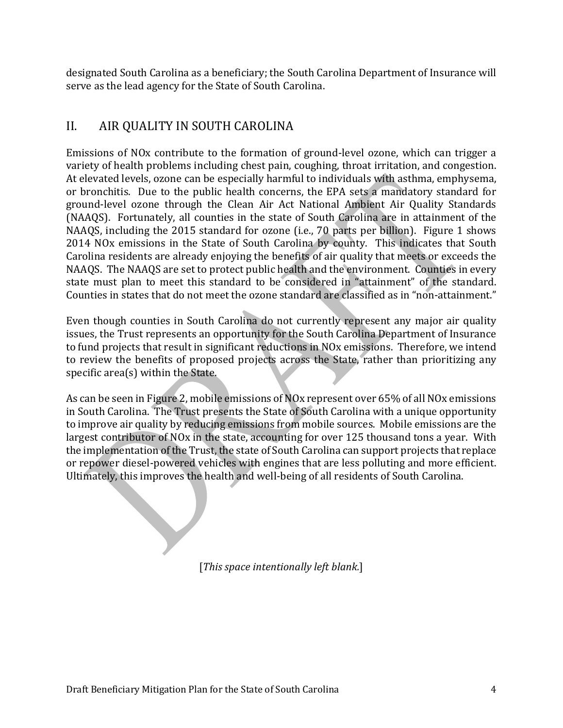designated South Carolina as a beneficiary; the South Carolina Department of Insurance will serve as the lead agency for the State of South Carolina.

## II. AIR QUALITY IN SOUTH CAROLINA

Emissions of NOx contribute to the formation of ground-level ozone, which can trigger a variety of health problems including chest pain, coughing, throat irritation, and congestion. At elevated levels, ozone can be especially harmful to individuals with asthma, emphysema, or bronchitis. Due to the public health concerns, the EPA sets a mandatory standard for ground-level ozone through the Clean Air Act National Ambient Air Quality Standards (NAAQS). Fortunately, all counties in the state of South Carolina are in attainment of the NAAQS, including the 2015 standard for ozone (i.e., 70 parts per billion). Figure 1 shows 2014 NOx emissions in the State of South Carolina by county. This indicates that South Carolina residents are already enjoying the benefits of air quality that meets or exceeds the NAAQS. The NAAQS are set to protect public health and the environment. Counties in every state must plan to meet this standard to be considered in "attainment" of the standard. Counties in states that do not meet the ozone standard are classified as in "non-attainment."

Even though counties in South Carolina do not currently represent any major air quality issues, the Trust represents an opportunity for the South Carolina Department of Insurance to fund projects that result in significant reductions in NOx emissions. Therefore, we intend to review the benefits of proposed projects across the State, rather than prioritizing any specific area(s) within the State.

As can be seen in Figure 2, mobile emissions of NOx represent over 65% of all NOx emissions in South Carolina. The Trust presents the State of South Carolina with a unique opportunity to improve air quality by reducing emissions from mobile sources. Mobile emissions are the largest contributor of NOx in the state, accounting for over 125 thousand tons a year. With the implementation of the Trust, the state of South Carolina can support projects that replace or repower diesel-powered vehicles with engines that are less polluting and more efficient. Ultimately, this improves the health and well-being of all residents of South Carolina.

[*This space intentionally left blank.*]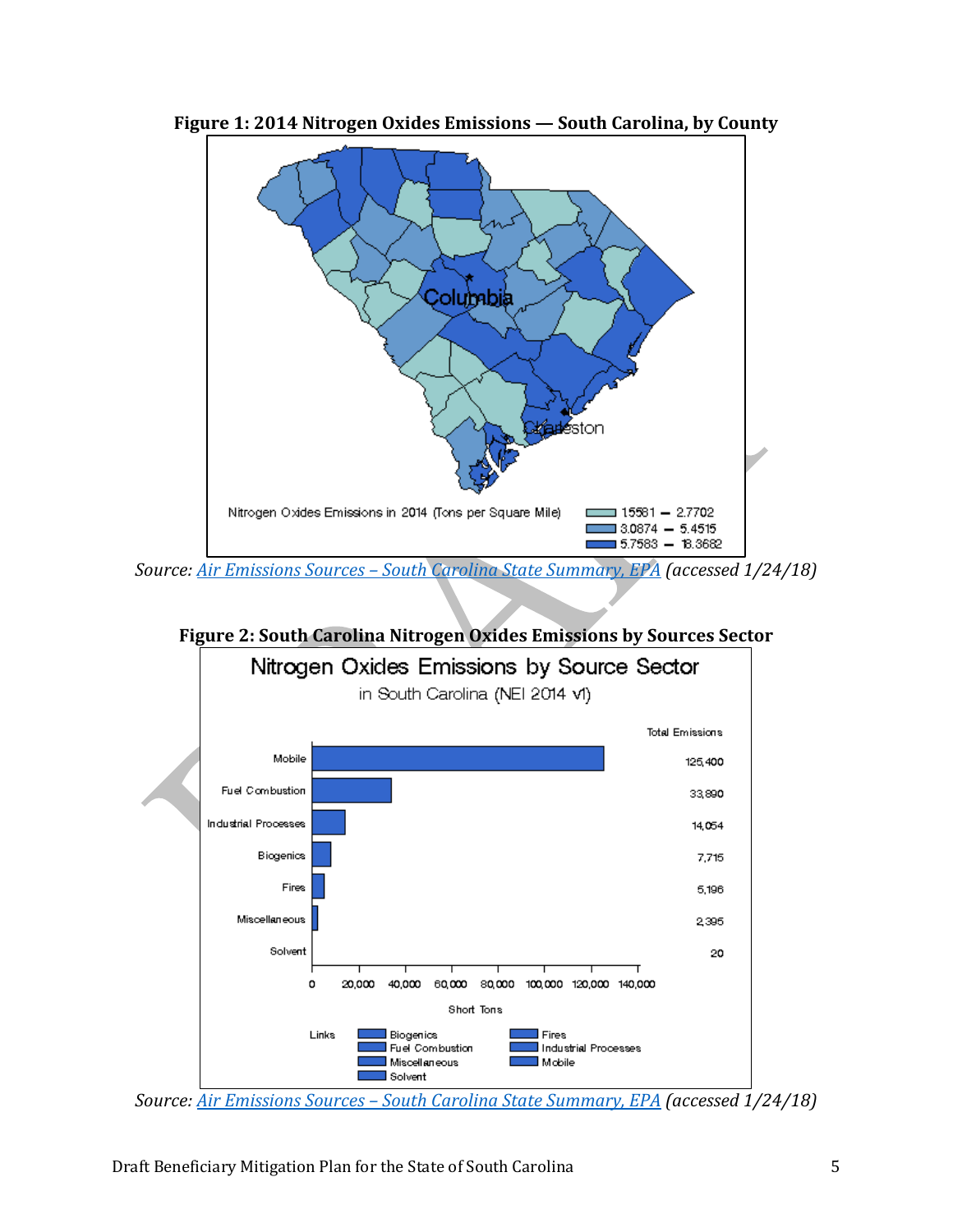**Figure 1: 2014 Nitrogen Oxides Emissions — South Carolina, by County**

Nitrogen Oxides Emissions in 2014 (Tons per Square Mile)

- 1.5581 – 2.7702
- 3.0874 – 5.4515
- 5.7583 – 18.3682

*Source: [Air Emissions Sources – South Carolina State Summary, EPA](#) (accessed 1/24/18)*

**Figure 2: South Carolina Nitrogen Oxides Emissions by Sources Sector**

Nitrogen Oxides Emissions by Source Sector in South Carolina (NEI 2014 v1)

| Source Sector | Total Emissions (Short Tons) |
| --- | --- |
| Mobile | 125,400 |
| Fuel Combustion | 33,890 |
| Industrial Processes | 14,054 |
| Biogenics | 7,715 |
| Fires | 5,196 |
| Miscellaneous | 2,395 |
| Solvent | 20 |

*Source: [Air Emissions Sources – South Carolina State Summary, EPA](#) (accessed 1/24/18)*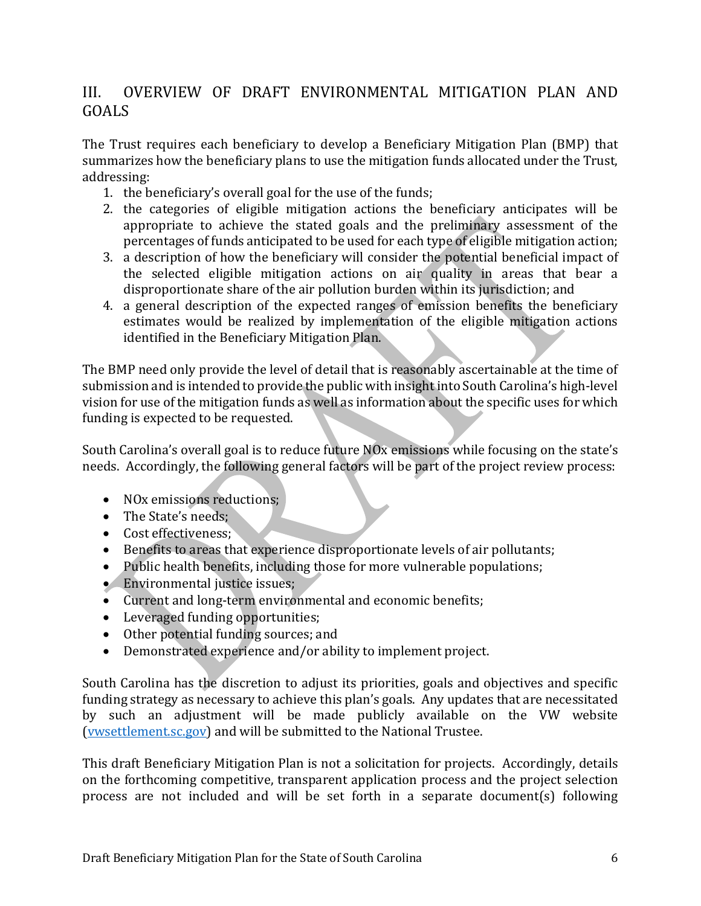## III. OVERVIEW OF DRAFT ENVIRONMENTAL MITIGATION PLAN AND GOALS

The Trust requires each beneficiary to develop a Beneficiary Mitigation Plan (BMP) that summarizes how the beneficiary plans to use the mitigation funds allocated under the Trust, addressing:

1. the beneficiary's overall goal for the use of the funds;
2. the categories of eligible mitigation actions the beneficiary anticipates will be appropriate to achieve the stated goals and the preliminary assessment of the percentages of funds anticipated to be used for each type of eligible mitigation action;
3. a description of how the beneficiary will consider the potential beneficial impact of the selected eligible mitigation actions on air quality in areas that bear a disproportionate share of the air pollution burden within its jurisdiction; and
4. a general description of the expected ranges of emission benefits the beneficiary estimates would be realized by implementation of the eligible mitigation actions identified in the Beneficiary Mitigation Plan.

The BMP need only provide the level of detail that is reasonably ascertainable at the time of submission and is intended to provide the public with insight into South Carolina's high-level vision for use of the mitigation funds as well as information about the specific uses for which funding is expected to be requested.

South Carolina's overall goal is to reduce future NOx emissions while focusing on the state's needs. Accordingly, the following general factors will be part of the project review process:

- NOx emissions reductions;
- The State's needs;
- Cost effectiveness;
- Benefits to areas that experience disproportionate levels of air pollutants;
- Public health benefits, including those for more vulnerable populations;
- Environmental justice issues;
- Current and long-term environmental and economic benefits;
- Leveraged funding opportunities;
- Other potential funding sources; and
- Demonstrated experience and/or ability to implement project.

South Carolina has the discretion to adjust its priorities, goals and objectives and specific funding strategy as necessary to achieve this plan's goals. Any updates that are necessitated by such an adjustment will be made publicly available on the VW website (vwsettlement.sc.gov) and will be submitted to the National Trustee.

This draft Beneficiary Mitigation Plan is not a solicitation for projects. Accordingly, details on the forthcoming competitive, transparent application process and the project selection process are not included and will be set forth in a separate document(s) following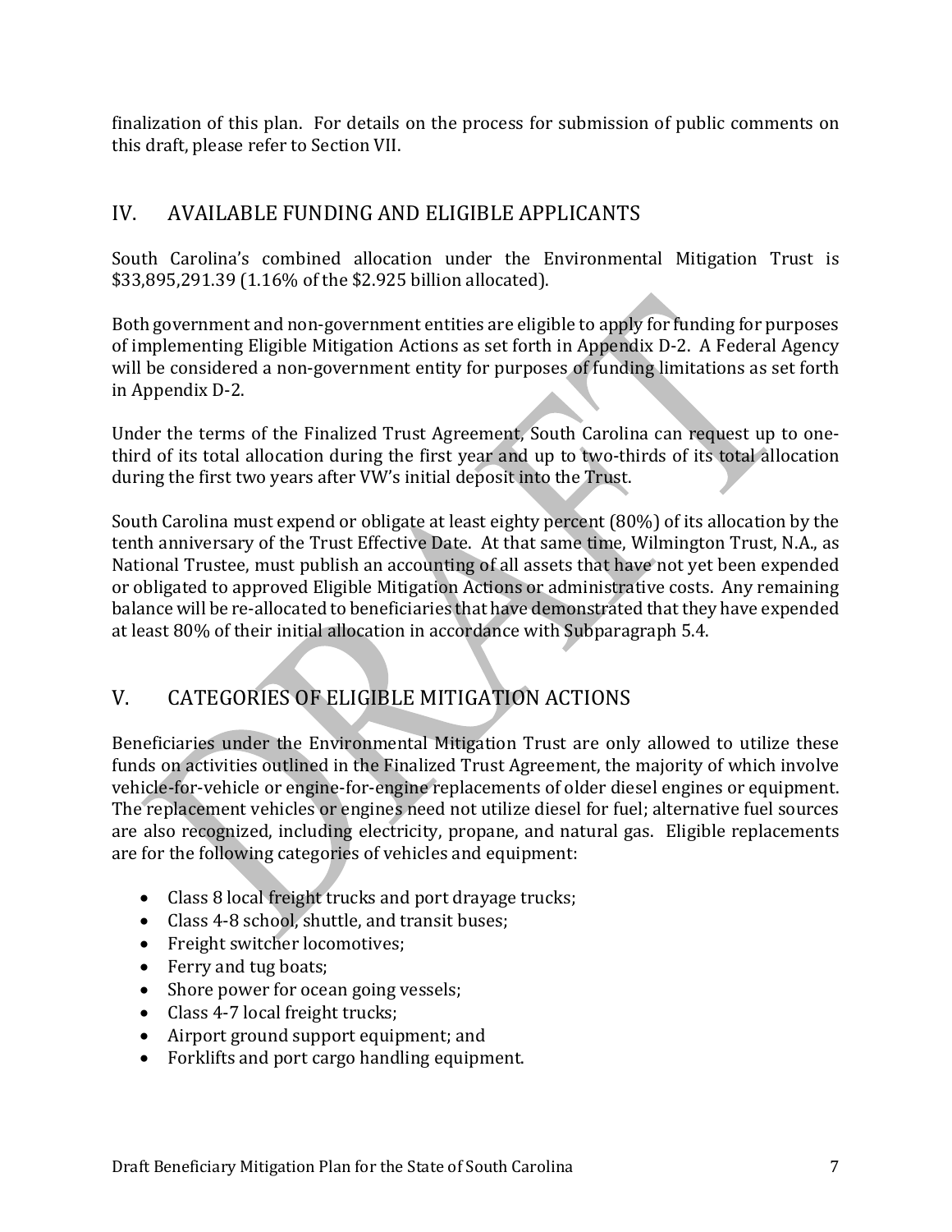finalization of this plan. For details on the process for submission of public comments on this draft, please refer to Section VII.

## IV. AVAILABLE FUNDING AND ELIGIBLE APPLICANTS

South Carolina's combined allocation under the Environmental Mitigation Trust is $33,895,291.39 (1.16% of the $2.925 billion allocated).

Both government and non-government entities are eligible to apply for funding for purposes of implementing Eligible Mitigation Actions as set forth in Appendix D-2. A Federal Agency will be considered a non-government entity for purposes of funding limitations as set forth in Appendix D-2.

Under the terms of the Finalized Trust Agreement, South Carolina can request up to one-third of its total allocation during the first year and up to two-thirds of its total allocation during the first two years after VW's initial deposit into the Trust.

South Carolina must expend or obligate at least eighty percent (80%) of its allocation by the tenth anniversary of the Trust Effective Date. At that same time, Wilmington Trust, N.A., as National Trustee, must publish an accounting of all assets that have not yet been expended or obligated to approved Eligible Mitigation Actions or administrative costs. Any remaining balance will be re-allocated to beneficiaries that have demonstrated that they have expended at least 80% of their initial allocation in accordance with Subparagraph 5.4.

## V. CATEGORIES OF ELIGIBLE MITIGATION ACTIONS

Beneficiaries under the Environmental Mitigation Trust are only allowed to utilize these funds on activities outlined in the Finalized Trust Agreement, the majority of which involve vehicle-for-vehicle or engine-for-engine replacements of older diesel engines or equipment. The replacement vehicles or engines need not utilize diesel for fuel; alternative fuel sources are also recognized, including electricity, propane, and natural gas. Eligible replacements are for the following categories of vehicles and equipment:

- Class 8 local freight trucks and port drayage trucks;
- Class 4-8 school, shuttle, and transit buses;
- Freight switcher locomotives;
- Ferry and tug boats;
- Shore power for ocean going vessels;
- Class 4-7 local freight trucks;
- Airport ground support equipment; and
- Forklifts and port cargo handling equipment.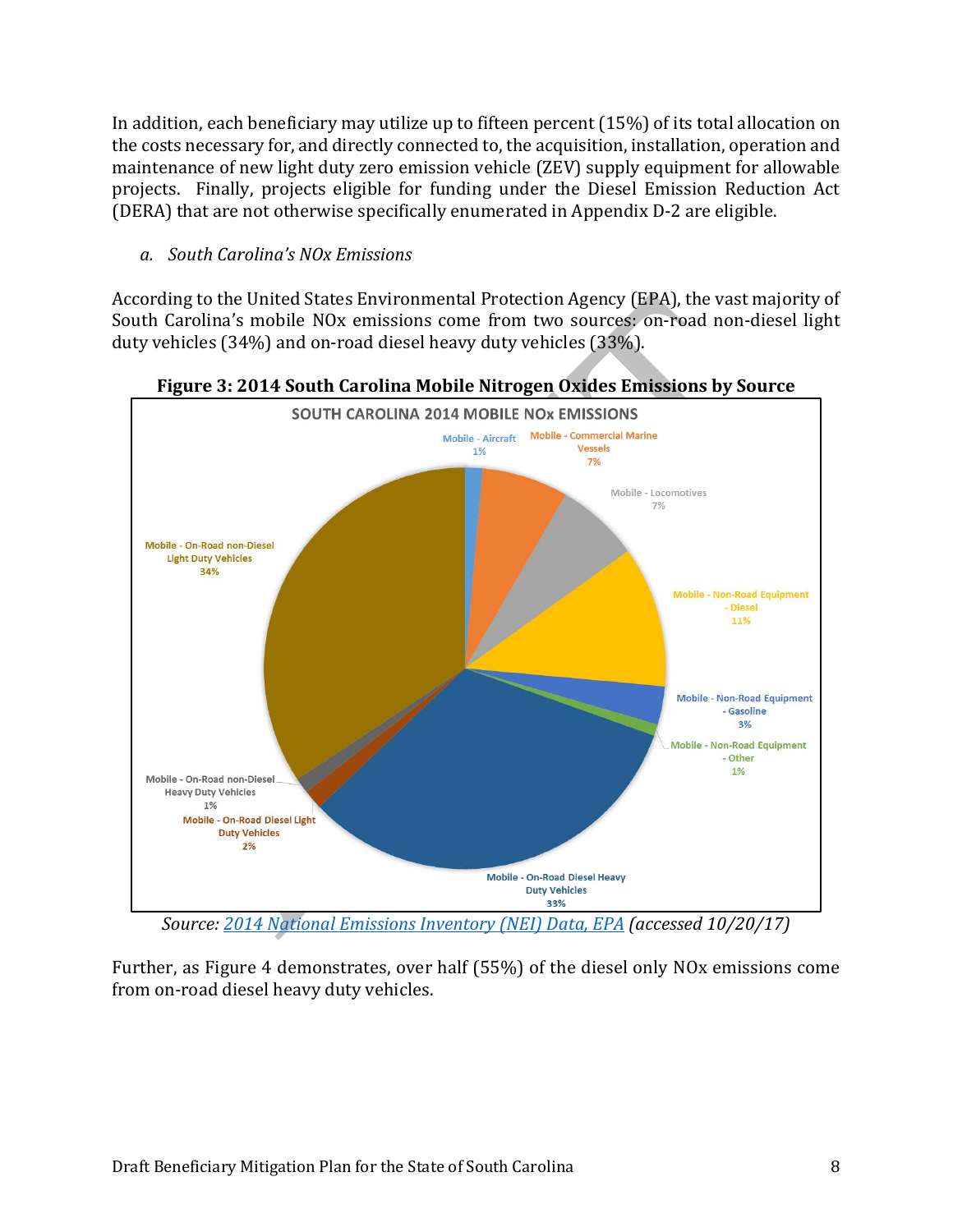In addition, each beneficiary may utilize up to fifteen percent (15%) of its total allocation on the costs necessary for, and directly connected to, the acquisition, installation, operation and maintenance of new light duty zero emission vehicle (ZEV) supply equipment for allowable projects. Finally, projects eligible for funding under the Diesel Emission Reduction Act (DERA) that are not otherwise specifically enumerated in Appendix D-2 are eligible.

*a. South Carolina's NOx Emissions*

According to the United States Environmental Protection Agency (EPA), the vast majority of South Carolina's mobile NOx emissions come from two sources: on-road non-diesel light duty vehicles (34%) and on-road diesel heavy duty vehicles (33%).

**Figure 3: 2014 South Carolina Mobile Nitrogen Oxides Emissions by Source**

SOUTH CAROLINA 2014 MOBILE NOx EMISSIONS

- Mobile - Aircraft 1%
- Mobile - Commercial Marine Vessels 7%
- Mobile - Locomotives 7%
- Mobile - Non-Road Equipment - Diesel 11%
- Mobile - Non-Road Equipment - Gasoline 3%
- Mobile - Non-Road Equipment - Other 1%
- Mobile - On-Road Diesel Heavy Duty Vehicles 33%
- Mobile - On-Road Diesel Light Duty Vehicles 2%
- Mobile - On-Road non-Diesel Heavy Duty Vehicles 1%
- Mobile - On-Road non-Diesel Light Duty Vehicles 34%

*Source: 2014 National Emissions Inventory (NEI) Data, EPA (accessed 10/20/17)*

Further, as Figure 4 demonstrates, over half (55%) of the diesel only NOx emissions come from on-road diesel heavy duty vehicles.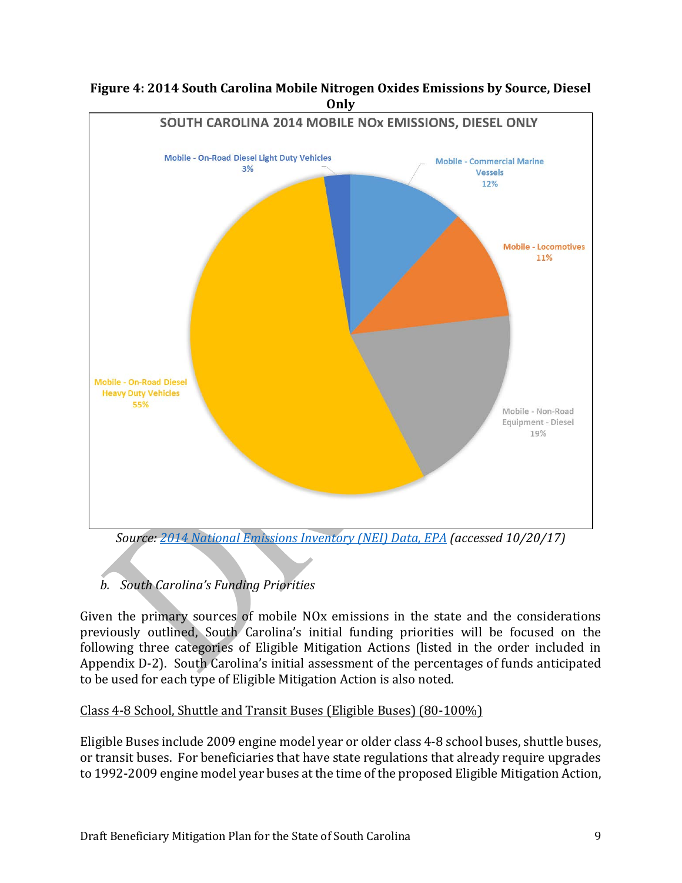**Figure 4: 2014 South Carolina Mobile Nitrogen Oxides Emissions by Source, Diesel Only**

SOUTH CAROLINA 2014 MOBILE NOx EMISSIONS, DIESEL ONLY

- Mobile - On-Road Diesel Light Duty Vehicles 3%
- Mobile - Commercial Marine Vessels 12%
- Mobile - Locomotives 11%
- Mobile - Non-Road Equipment - Diesel 19%
- Mobile - On-Road Diesel Heavy Duty Vehicles 55%

*Source: 2014 National Emissions Inventory (NEI) Data, EPA (accessed 10/20/17)*

### *b. South Carolina's Funding Priorities*

Given the primary sources of mobile NOx emissions in the state and the considerations previously outlined, South Carolina's initial funding priorities will be focused on the following three categories of Eligible Mitigation Actions (listed in the order included in Appendix D-2). South Carolina's initial assessment of the percentages of funds anticipated to be used for each type of Eligible Mitigation Action is also noted.

Class 4-8 School, Shuttle and Transit Buses (Eligible Buses) (80-100%)

Eligible Buses include 2009 engine model year or older class 4-8 school buses, shuttle buses, or transit buses. For beneficiaries that have state regulations that already require upgrades to 1992-2009 engine model year buses at the time of the proposed Eligible Mitigation Action,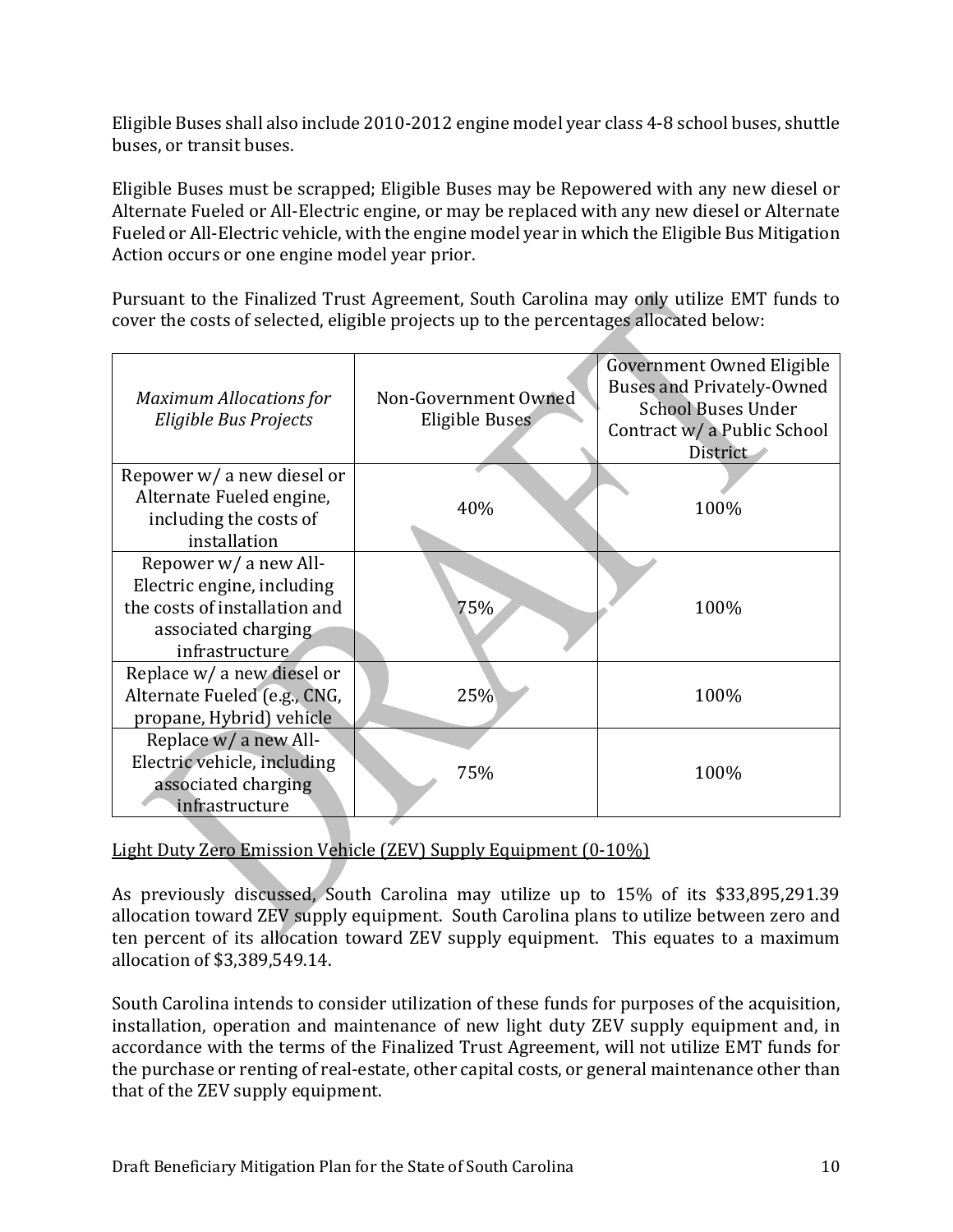Eligible Buses shall also include 2010-2012 engine model year class 4-8 school buses, shuttle buses, or transit buses.

Eligible Buses must be scrapped; Eligible Buses may be Repowered with any new diesel or Alternate Fueled or All-Electric engine, or may be replaced with any new diesel or Alternate Fueled or All-Electric vehicle, with the engine model year in which the Eligible Bus Mitigation Action occurs or one engine model year prior.

Pursuant to the Finalized Trust Agreement, South Carolina may only utilize EMT funds to cover the costs of selected, eligible projects up to the percentages allocated below:

| *Maximum Allocations for Eligible Bus Projects* | Non-Government Owned Eligible Buses | Government Owned Eligible Buses and Privately-Owned School Buses Under Contract w/ a Public School District |
|---|---|---|
| Repower w/ a new diesel or Alternate Fueled engine, including the costs of installation | 40% | 100% |
| Repower w/ a new All-Electric engine, including the costs of installation and associated charging infrastructure | 75% | 100% |
| Replace w/ a new diesel or Alternate Fueled (e.g., CNG, propane, Hybrid) vehicle | 25% | 100% |
| Replace w/ a new All-Electric vehicle, including associated charging infrastructure | 75% | 100% |

<u>Light Duty Zero Emission Vehicle (ZEV) Supply Equipment (0-10%)</u>

As previously discussed, South Carolina may utilize up to 15% of its $33,895,291.39 allocation toward ZEV supply equipment. South Carolina plans to utilize between zero and ten percent of its allocation toward ZEV supply equipment. This equates to a maximum allocation of $3,389,549.14.

South Carolina intends to consider utilization of these funds for purposes of the acquisition, installation, operation and maintenance of new light duty ZEV supply equipment and, in accordance with the terms of the Finalized Trust Agreement, will not utilize EMT funds for the purchase or renting of real-estate, other capital costs, or general maintenance other than that of the ZEV supply equipment.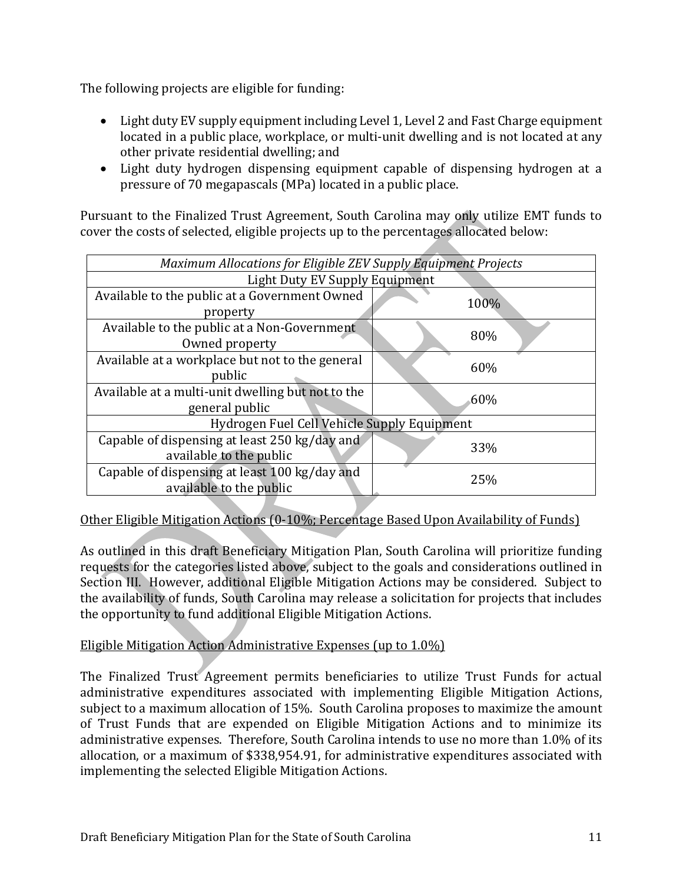The following projects are eligible for funding:

- Light duty EV supply equipment including Level 1, Level 2 and Fast Charge equipment located in a public place, workplace, or multi-unit dwelling and is not located at any other private residential dwelling; and
- Light duty hydrogen dispensing equipment capable of dispensing hydrogen at a pressure of 70 megapascals (MPa) located in a public place.

Pursuant to the Finalized Trust Agreement, South Carolina may only utilize EMT funds to cover the costs of selected, eligible projects up to the percentages allocated below:

| *Maximum Allocations for Eligible ZEV Supply Equipment Projects* | |
|---|---|
| Light Duty EV Supply Equipment | |
| Available to the public at a Government Owned property | 100% |
| Available to the public at a Non-Government Owned property | 80% |
| Available at a workplace but not to the general public | 60% |
| Available at a multi-unit dwelling but not to the general public | 60% |
| Hydrogen Fuel Cell Vehicle Supply Equipment | |
| Capable of dispensing at least 250 kg/day and available to the public | 33% |
| Capable of dispensing at least 100 kg/day and available to the public | 25% |

<u>Other Eligible Mitigation Actions (0-10%; Percentage Based Upon Availability of Funds)</u>

As outlined in this draft Beneficiary Mitigation Plan, South Carolina will prioritize funding requests for the categories listed above, subject to the goals and considerations outlined in Section III. However, additional Eligible Mitigation Actions may be considered. Subject to the availability of funds, South Carolina may release a solicitation for projects that includes the opportunity to fund additional Eligible Mitigation Actions.

<u>Eligible Mitigation Action Administrative Expenses (up to 1.0%)</u>

The Finalized Trust Agreement permits beneficiaries to utilize Trust Funds for actual administrative expenditures associated with implementing Eligible Mitigation Actions, subject to a maximum allocation of 15%. South Carolina proposes to maximize the amount of Trust Funds that are expended on Eligible Mitigation Actions and to minimize its administrative expenses. Therefore, South Carolina intends to use no more than 1.0% of its allocation, or a maximum of $338,954.91, for administrative expenditures associated with implementing the selected Eligible Mitigation Actions.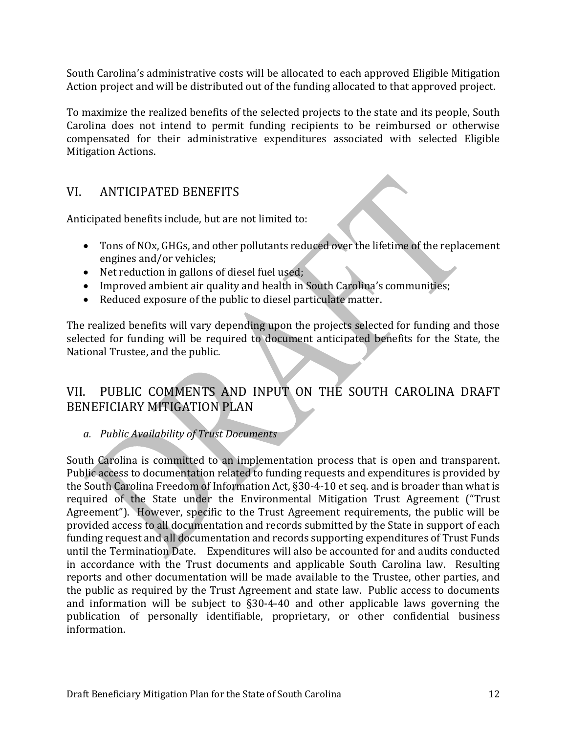South Carolina's administrative costs will be allocated to each approved Eligible Mitigation Action project and will be distributed out of the funding allocated to that approved project.

To maximize the realized benefits of the selected projects to the state and its people, South Carolina does not intend to permit funding recipients to be reimbursed or otherwise compensated for their administrative expenditures associated with selected Eligible Mitigation Actions.

## VI. ANTICIPATED BENEFITS

Anticipated benefits include, but are not limited to:

- Tons of NOx, GHGs, and other pollutants reduced over the lifetime of the replacement engines and/or vehicles;
- Net reduction in gallons of diesel fuel used;
- Improved ambient air quality and health in South Carolina's communities;
- Reduced exposure of the public to diesel particulate matter.

The realized benefits will vary depending upon the projects selected for funding and those selected for funding will be required to document anticipated benefits for the State, the National Trustee, and the public.

## VII. PUBLIC COMMENTS AND INPUT ON THE SOUTH CAROLINA DRAFT BENEFICIARY MITIGATION PLAN

### *a. Public Availability of Trust Documents*

South Carolina is committed to an implementation process that is open and transparent. Public access to documentation related to funding requests and expenditures is provided by the South Carolina Freedom of Information Act, §30-4-10 et seq. and is broader than what is required of the State under the Environmental Mitigation Trust Agreement ("Trust Agreement"). However, specific to the Trust Agreement requirements, the public will be provided access to all documentation and records submitted by the State in support of each funding request and all documentation and records supporting expenditures of Trust Funds until the Termination Date. Expenditures will also be accounted for and audits conducted in accordance with the Trust documents and applicable South Carolina law. Resulting reports and other documentation will be made available to the Trustee, other parties, and the public as required by the Trust Agreement and state law. Public access to documents and information will be subject to §30-4-40 and other applicable laws governing the publication of personally identifiable, proprietary, or other confidential business information.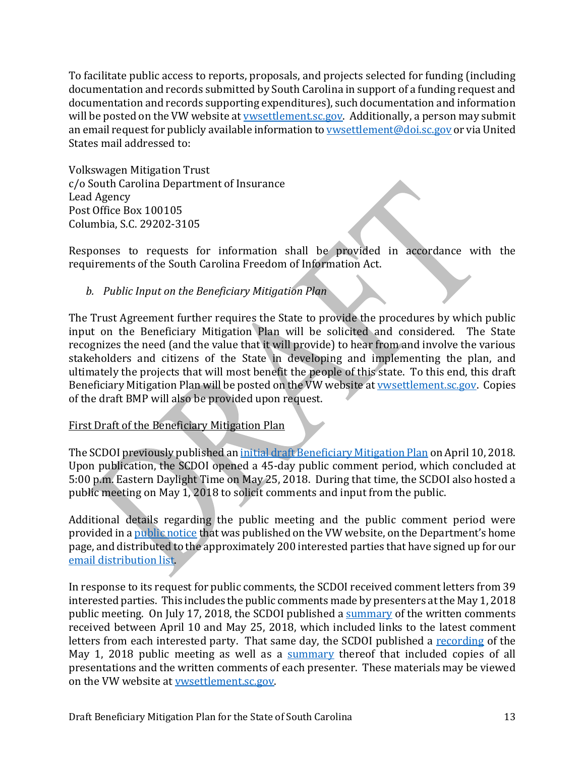To facilitate public access to reports, proposals, and projects selected for funding (including documentation and records submitted by South Carolina in support of a funding request and documentation and records supporting expenditures), such documentation and information will be posted on the VW website at [vwsettlement.sc.gov](vwsettlement.sc.gov). Additionally, a person may submit an email request for publicly available information to [vwsettlement@doi.sc.gov](mailto:vwsettlement@doi.sc.gov) or via United States mail addressed to:

Volkswagen Mitigation Trust
c/o South Carolina Department of Insurance
Lead Agency
Post Office Box 100105
Columbia, S.C. 29202-3105

Responses to requests for information shall be provided in accordance with the requirements of the South Carolina Freedom of Information Act.

*b. Public Input on the Beneficiary Mitigation Plan*

The Trust Agreement further requires the State to provide the procedures by which public input on the Beneficiary Mitigation Plan will be solicited and considered. The State recognizes the need (and the value that it will provide) to hear from and involve the various stakeholders and citizens of the State in developing and implementing the plan, and ultimately the projects that will most benefit the people of this state. To this end, this draft Beneficiary Mitigation Plan will be posted on the VW website at [vwsettlement.sc.gov](vwsettlement.sc.gov). Copies of the draft BMP will also be provided upon request.

<u>First Draft of the Beneficiary Mitigation Plan</u>

The SCDOI previously published an initial draft Beneficiary Mitigation Plan on April 10, 2018. Upon publication, the SCDOI opened a 45-day public comment period, which concluded at 5:00 p.m. Eastern Daylight Time on May 25, 2018. During that time, the SCDOI also hosted a public meeting on May 1, 2018 to solicit comments and input from the public.

Additional details regarding the public meeting and the public comment period were provided in a public notice that was published on the VW website, on the Department's home page, and distributed to the approximately 200 interested parties that have signed up for our email distribution list.

In response to its request for public comments, the SCDOI received comment letters from 39 interested parties. This includes the public comments made by presenters at the May 1, 2018 public meeting. On July 17, 2018, the SCDOI published a summary of the written comments received between April 10 and May 25, 2018, which included links to the latest comment letters from each interested party. That same day, the SCDOI published a recording of the May 1, 2018 public meeting as well as a summary thereof that included copies of all presentations and the written comments of each presenter. These materials may be viewed on the VW website at [vwsettlement.sc.gov](vwsettlement.sc.gov).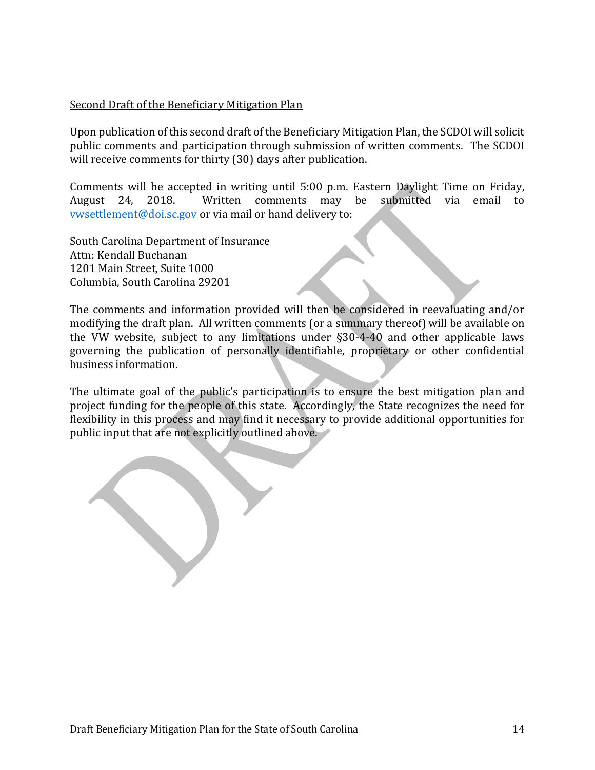Second Draft of the Beneficiary Mitigation Plan

Upon publication of this second draft of the Beneficiary Mitigation Plan, the SCDOI will solicit public comments and participation through submission of written comments. The SCDOI will receive comments for thirty (30) days after publication.

Comments will be accepted in writing until 5:00 p.m. Eastern Daylight Time on Friday, August 24, 2018. Written comments may be submitted via email to vwsettlement@doi.sc.gov or via mail or hand delivery to:

South Carolina Department of Insurance
Attn: Kendall Buchanan
1201 Main Street, Suite 1000
Columbia, South Carolina 29201

The comments and information provided will then be considered in reevaluating and/or modifying the draft plan. All written comments (or a summary thereof) will be available on the VW website, subject to any limitations under §30-4-40 and other applicable laws governing the publication of personally identifiable, proprietary or other confidential business information.

The ultimate goal of the public's participation is to ensure the best mitigation plan and project funding for the people of this state. Accordingly, the State recognizes the need for flexibility in this process and may find it necessary to provide additional opportunities for public input that are not explicitly outlined above.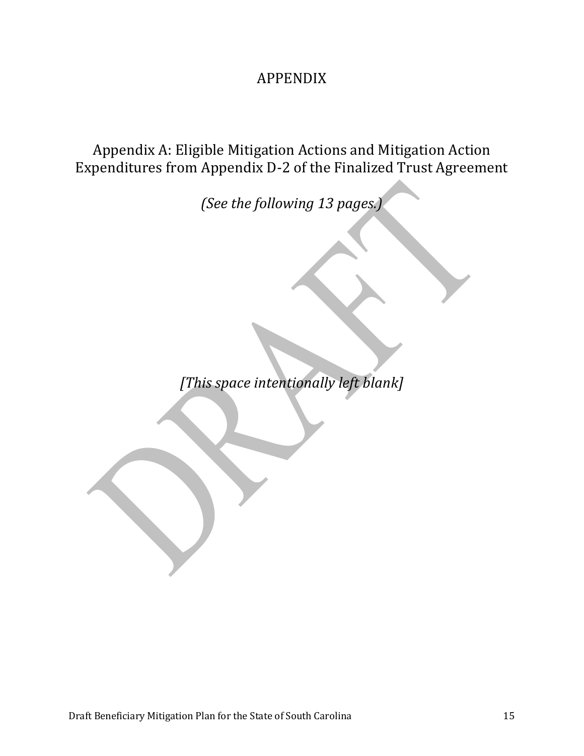# APPENDIX

## Appendix A: Eligible Mitigation Actions and Mitigation Action Expenditures from Appendix D-2 of the Finalized Trust Agreement

*(See the following 13 pages.)*

*[This space intentionally left blank]*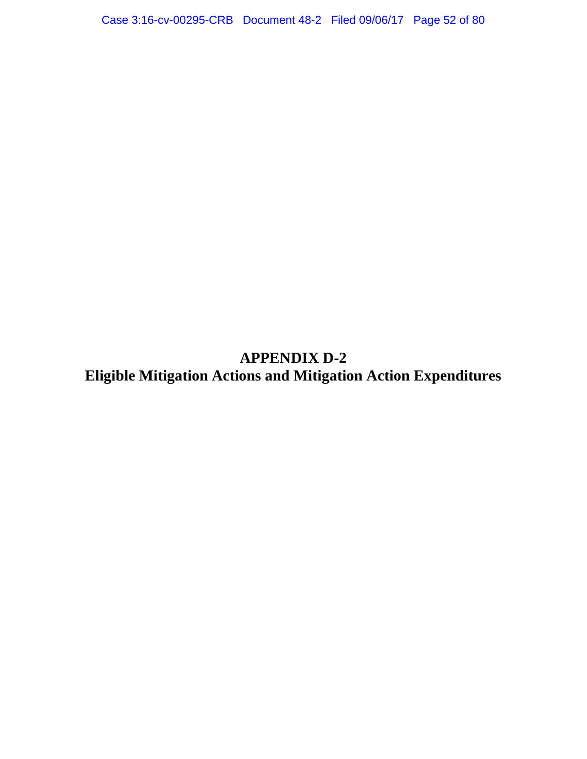# APPENDIX D-2
## Eligible Mitigation Actions and Mitigation Action Expenditures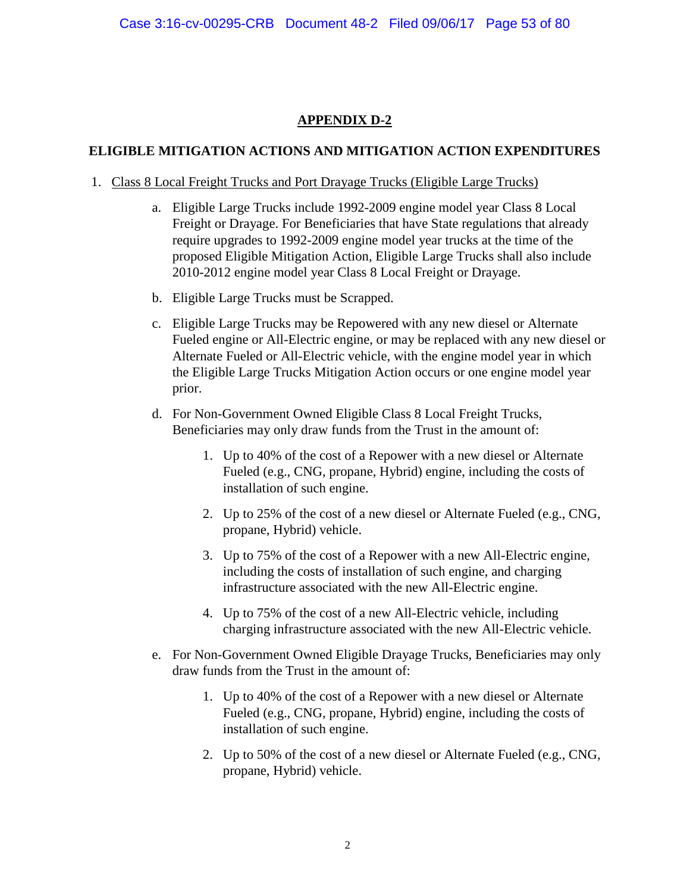## APPENDIX D-2

### ELIGIBLE MITIGATION ACTIONS AND MITIGATION ACTION EXPENDITURES

1. Class 8 Local Freight Trucks and Port Drayage Trucks (Eligible Large Trucks)

   a. Eligible Large Trucks include 1992-2009 engine model year Class 8 Local Freight or Drayage. For Beneficiaries that have State regulations that already require upgrades to 1992-2009 engine model year trucks at the time of the proposed Eligible Mitigation Action, Eligible Large Trucks shall also include 2010-2012 engine model year Class 8 Local Freight or Drayage.

   b. Eligible Large Trucks must be Scrapped.

   c. Eligible Large Trucks may be Repowered with any new diesel or Alternate Fueled engine or All-Electric engine, or may be replaced with any new diesel or Alternate Fueled or All-Electric vehicle, with the engine model year in which the Eligible Large Trucks Mitigation Action occurs or one engine model year prior.

   d. For Non-Government Owned Eligible Class 8 Local Freight Trucks, Beneficiaries may only draw funds from the Trust in the amount of:

      1. Up to 40% of the cost of a Repower with a new diesel or Alternate Fueled (e.g., CNG, propane, Hybrid) engine, including the costs of installation of such engine.

      2. Up to 25% of the cost of a new diesel or Alternate Fueled (e.g., CNG, propane, Hybrid) vehicle.

      3. Up to 75% of the cost of a Repower with a new All-Electric engine, including the costs of installation of such engine, and charging infrastructure associated with the new All-Electric engine.

      4. Up to 75% of the cost of a new All-Electric vehicle, including charging infrastructure associated with the new All-Electric vehicle.

   e. For Non-Government Owned Eligible Drayage Trucks, Beneficiaries may only draw funds from the Trust in the amount of:

      1. Up to 40% of the cost of a Repower with a new diesel or Alternate Fueled (e.g., CNG, propane, Hybrid) engine, including the costs of installation of such engine.

      2. Up to 50% of the cost of a new diesel or Alternate Fueled (e.g., CNG, propane, Hybrid) vehicle.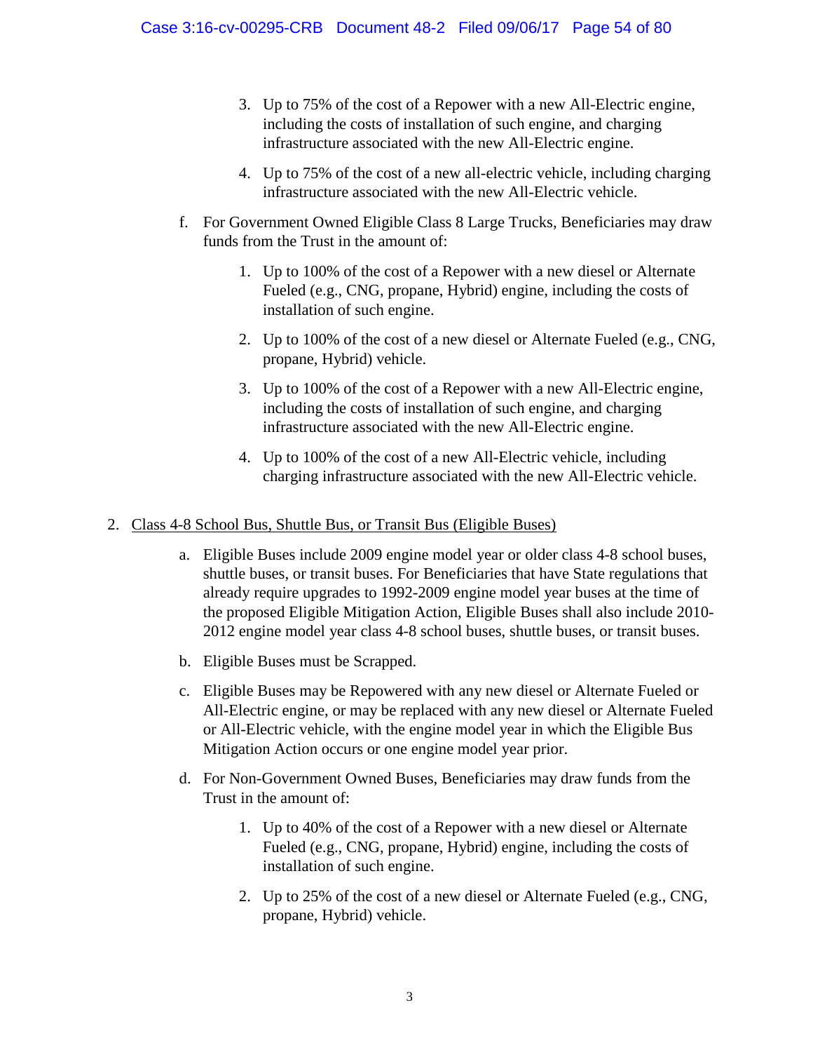3. Up to 75% of the cost of a Repower with a new All-Electric engine, including the costs of installation of such engine, and charging infrastructure associated with the new All-Electric engine.

4. Up to 75% of the cost of a new all-electric vehicle, including charging infrastructure associated with the new All-Electric vehicle.

f. For Government Owned Eligible Class 8 Large Trucks, Beneficiaries may draw funds from the Trust in the amount of:

1. Up to 100% of the cost of a Repower with a new diesel or Alternate Fueled (e.g., CNG, propane, Hybrid) engine, including the costs of installation of such engine.

2. Up to 100% of the cost of a new diesel or Alternate Fueled (e.g., CNG, propane, Hybrid) vehicle.

3. Up to 100% of the cost of a Repower with a new All-Electric engine, including the costs of installation of such engine, and charging infrastructure associated with the new All-Electric engine.

4. Up to 100% of the cost of a new All-Electric vehicle, including charging infrastructure associated with the new All-Electric vehicle.

2. <u>Class 4-8 School Bus, Shuttle Bus, or Transit Bus (Eligible Buses)</u>

a. Eligible Buses include 2009 engine model year or older class 4-8 school buses, shuttle buses, or transit buses. For Beneficiaries that have State regulations that already require upgrades to 1992-2009 engine model year buses at the time of the proposed Eligible Mitigation Action, Eligible Buses shall also include 2010-2012 engine model year class 4-8 school buses, shuttle buses, or transit buses.

b. Eligible Buses must be Scrapped.

c. Eligible Buses may be Repowered with any new diesel or Alternate Fueled or All-Electric engine, or may be replaced with any new diesel or Alternate Fueled or All-Electric vehicle, with the engine model year in which the Eligible Bus Mitigation Action occurs or one engine model year prior.

d. For Non-Government Owned Buses, Beneficiaries may draw funds from the Trust in the amount of:

1. Up to 40% of the cost of a Repower with a new diesel or Alternate Fueled (e.g., CNG, propane, Hybrid) engine, including the costs of installation of such engine.

2. Up to 25% of the cost of a new diesel or Alternate Fueled (e.g., CNG, propane, Hybrid) vehicle.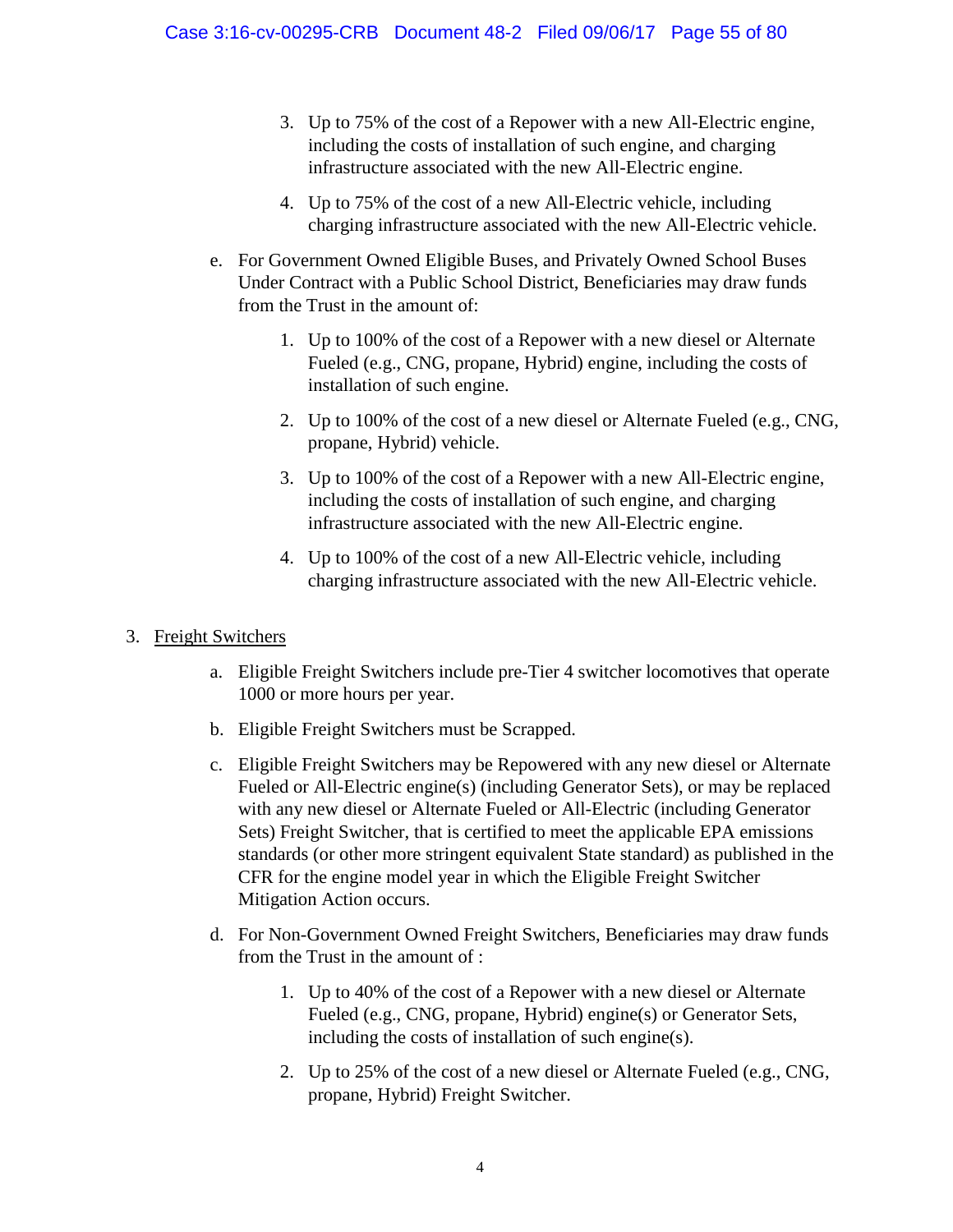3. Up to 75% of the cost of a Repower with a new All-Electric engine, including the costs of installation of such engine, and charging infrastructure associated with the new All-Electric engine.

4. Up to 75% of the cost of a new All-Electric vehicle, including charging infrastructure associated with the new All-Electric vehicle.

e. For Government Owned Eligible Buses, and Privately Owned School Buses Under Contract with a Public School District, Beneficiaries may draw funds from the Trust in the amount of:

   1. Up to 100% of the cost of a Repower with a new diesel or Alternate Fueled (e.g., CNG, propane, Hybrid) engine, including the costs of installation of such engine.

   2. Up to 100% of the cost of a new diesel or Alternate Fueled (e.g., CNG, propane, Hybrid) vehicle.

   3. Up to 100% of the cost of a Repower with a new All-Electric engine, including the costs of installation of such engine, and charging infrastructure associated with the new All-Electric engine.

   4. Up to 100% of the cost of a new All-Electric vehicle, including charging infrastructure associated with the new All-Electric vehicle.

3. <u>Freight Switchers</u>

   a. Eligible Freight Switchers include pre-Tier 4 switcher locomotives that operate 1000 or more hours per year.

   b. Eligible Freight Switchers must be Scrapped.

   c. Eligible Freight Switchers may be Repowered with any new diesel or Alternate Fueled or All-Electric engine(s) (including Generator Sets), or may be replaced with any new diesel or Alternate Fueled or All-Electric (including Generator Sets) Freight Switcher, that is certified to meet the applicable EPA emissions standards (or other more stringent equivalent State standard) as published in the CFR for the engine model year in which the Eligible Freight Switcher Mitigation Action occurs.

   d. For Non-Government Owned Freight Switchers, Beneficiaries may draw funds from the Trust in the amount of :

      1. Up to 40% of the cost of a Repower with a new diesel or Alternate Fueled (e.g., CNG, propane, Hybrid) engine(s) or Generator Sets, including the costs of installation of such engine(s).

      2. Up to 25% of the cost of a new diesel or Alternate Fueled (e.g., CNG, propane, Hybrid) Freight Switcher.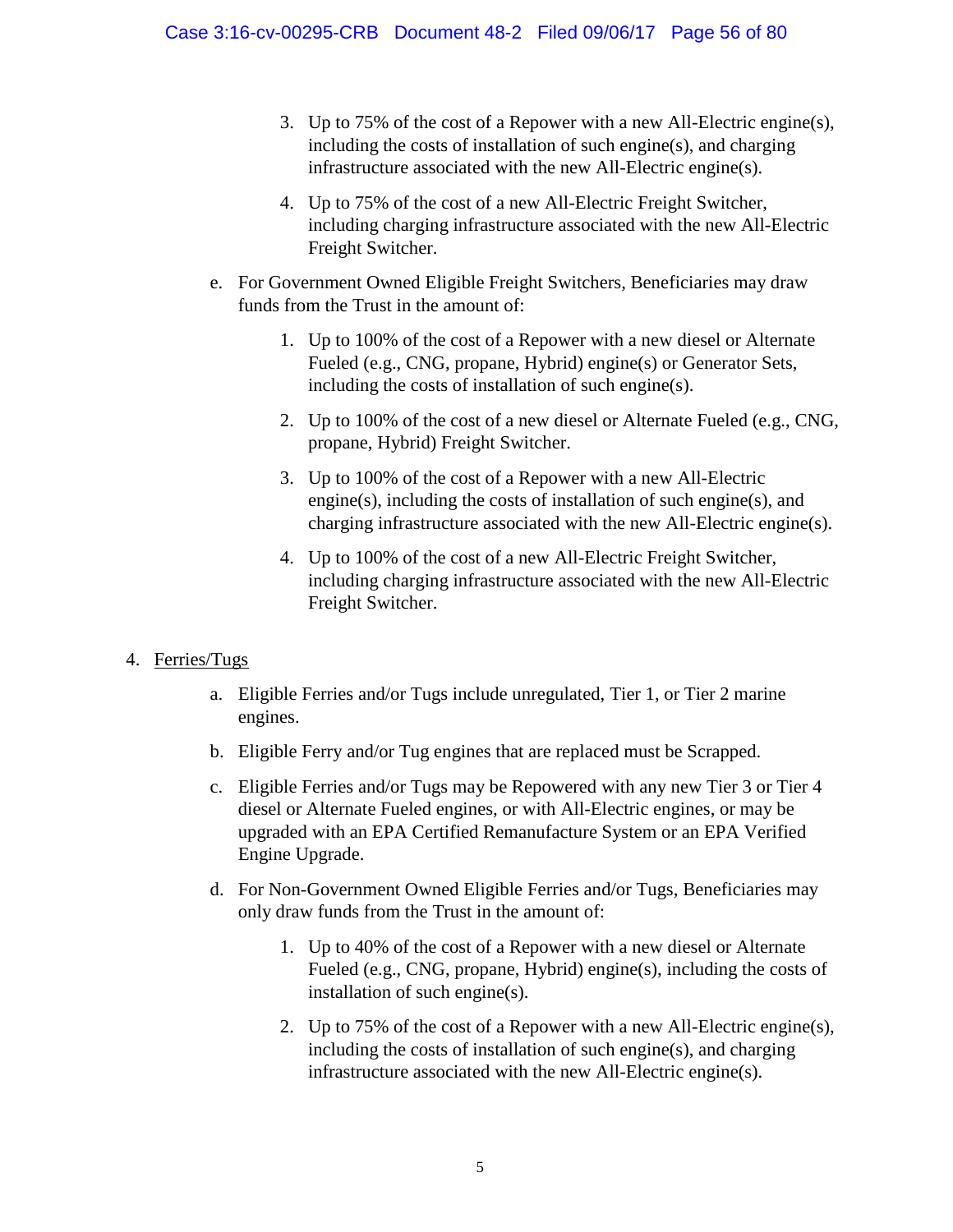3. Up to 75% of the cost of a Repower with a new All-Electric engine(s), including the costs of installation of such engine(s), and charging infrastructure associated with the new All-Electric engine(s).

4. Up to 75% of the cost of a new All-Electric Freight Switcher, including charging infrastructure associated with the new All-Electric Freight Switcher.

e. For Government Owned Eligible Freight Switchers, Beneficiaries may draw funds from the Trust in the amount of:

   1. Up to 100% of the cost of a Repower with a new diesel or Alternate Fueled (e.g., CNG, propane, Hybrid) engine(s) or Generator Sets, including the costs of installation of such engine(s).

   2. Up to 100% of the cost of a new diesel or Alternate Fueled (e.g., CNG, propane, Hybrid) Freight Switcher.

   3. Up to 100% of the cost of a Repower with a new All-Electric engine(s), including the costs of installation of such engine(s), and charging infrastructure associated with the new All-Electric engine(s).

   4. Up to 100% of the cost of a new All-Electric Freight Switcher, including charging infrastructure associated with the new All-Electric Freight Switcher.

4. Ferries/Tugs

   a. Eligible Ferries and/or Tugs include unregulated, Tier 1, or Tier 2 marine engines.

   b. Eligible Ferry and/or Tug engines that are replaced must be Scrapped.

   c. Eligible Ferries and/or Tugs may be Repowered with any new Tier 3 or Tier 4 diesel or Alternate Fueled engines, or with All-Electric engines, or may be upgraded with an EPA Certified Remanufacture System or an EPA Verified Engine Upgrade.

   d. For Non-Government Owned Eligible Ferries and/or Tugs, Beneficiaries may only draw funds from the Trust in the amount of:

      1. Up to 40% of the cost of a Repower with a new diesel or Alternate Fueled (e.g., CNG, propane, Hybrid) engine(s), including the costs of installation of such engine(s).

      2. Up to 75% of the cost of a Repower with a new All-Electric engine(s), including the costs of installation of such engine(s), and charging infrastructure associated with the new All-Electric engine(s).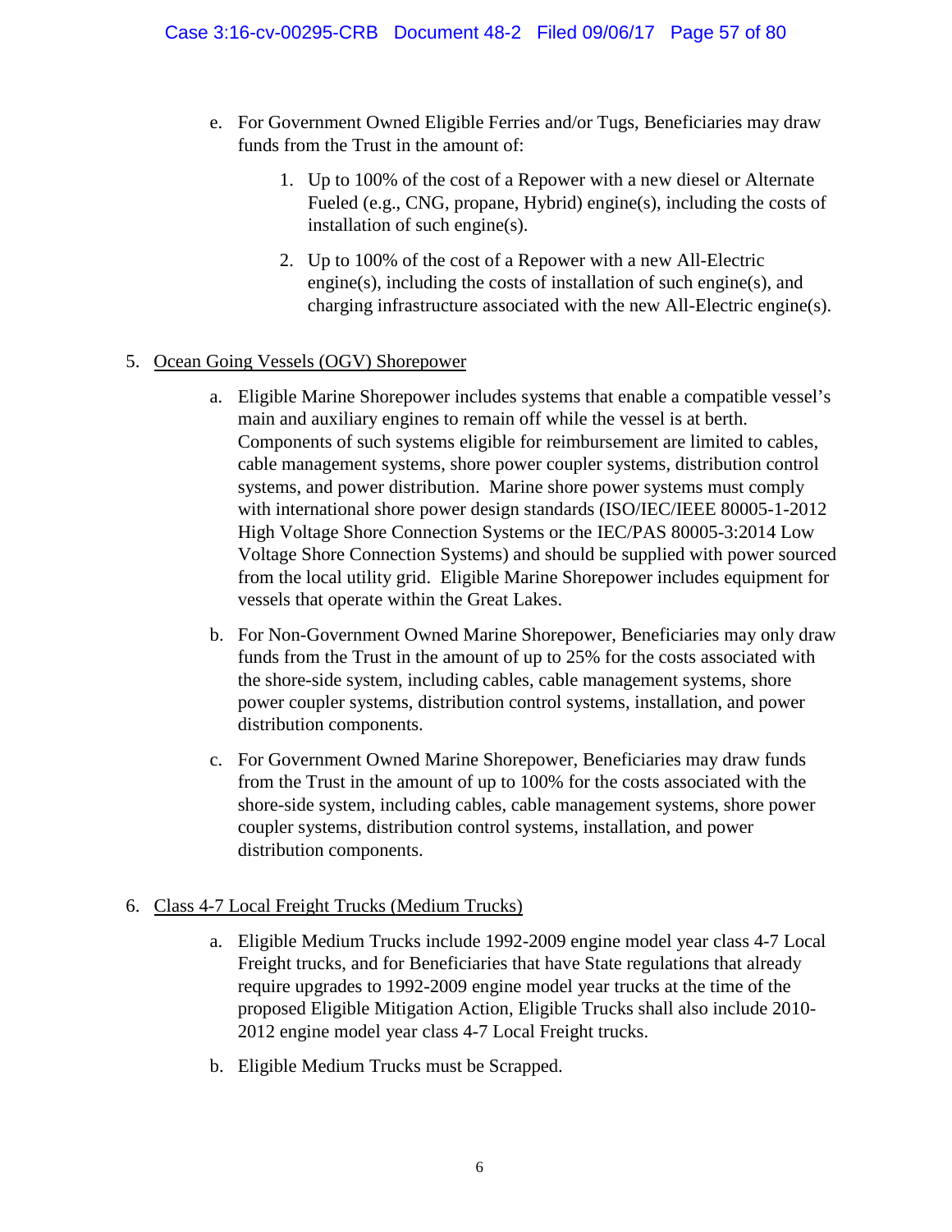e. For Government Owned Eligible Ferries and/or Tugs, Beneficiaries may draw funds from the Trust in the amount of:

    1. Up to 100% of the cost of a Repower with a new diesel or Alternate Fueled (e.g., CNG, propane, Hybrid) engine(s), including the costs of installation of such engine(s).

    2. Up to 100% of the cost of a Repower with a new All-Electric engine(s), including the costs of installation of such engine(s), and charging infrastructure associated with the new All-Electric engine(s).

5. Ocean Going Vessels (OGV) Shorepower

    a. Eligible Marine Shorepower includes systems that enable a compatible vessel's main and auxiliary engines to remain off while the vessel is at berth. Components of such systems eligible for reimbursement are limited to cables, cable management systems, shore power coupler systems, distribution control systems, and power distribution. Marine shore power systems must comply with international shore power design standards (ISO/IEC/IEEE 80005-1-2012 High Voltage Shore Connection Systems or the IEC/PAS 80005-3:2014 Low Voltage Shore Connection Systems) and should be supplied with power sourced from the local utility grid. Eligible Marine Shorepower includes equipment for vessels that operate within the Great Lakes.

    b. For Non-Government Owned Marine Shorepower, Beneficiaries may only draw funds from the Trust in the amount of up to 25% for the costs associated with the shore-side system, including cables, cable management systems, shore power coupler systems, distribution control systems, installation, and power distribution components.

    c. For Government Owned Marine Shorepower, Beneficiaries may draw funds from the Trust in the amount of up to 100% for the costs associated with the shore-side system, including cables, cable management systems, shore power coupler systems, distribution control systems, installation, and power distribution components.

6. Class 4-7 Local Freight Trucks (Medium Trucks)

    a. Eligible Medium Trucks include 1992-2009 engine model year class 4-7 Local Freight trucks, and for Beneficiaries that have State regulations that already require upgrades to 1992-2009 engine model year trucks at the time of the proposed Eligible Mitigation Action, Eligible Trucks shall also include 2010-2012 engine model year class 4-7 Local Freight trucks.

    b. Eligible Medium Trucks must be Scrapped.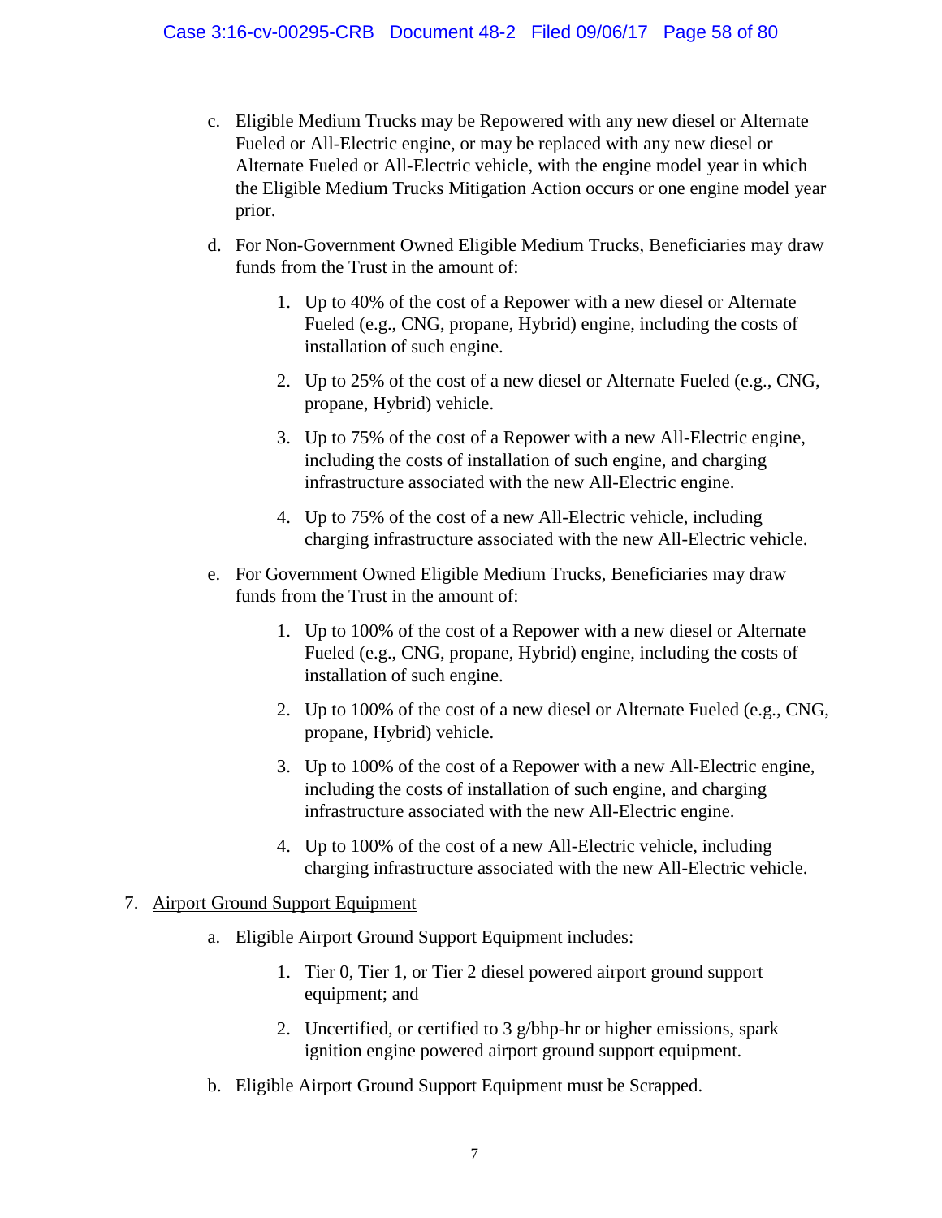c. Eligible Medium Trucks may be Repowered with any new diesel or Alternate Fueled or All-Electric engine, or may be replaced with any new diesel or Alternate Fueled or All-Electric vehicle, with the engine model year in which the Eligible Medium Trucks Mitigation Action occurs or one engine model year prior.

d. For Non-Government Owned Eligible Medium Trucks, Beneficiaries may draw funds from the Trust in the amount of:

   1. Up to 40% of the cost of a Repower with a new diesel or Alternate Fueled (e.g., CNG, propane, Hybrid) engine, including the costs of installation of such engine.

   2. Up to 25% of the cost of a new diesel or Alternate Fueled (e.g., CNG, propane, Hybrid) vehicle.

   3. Up to 75% of the cost of a Repower with a new All-Electric engine, including the costs of installation of such engine, and charging infrastructure associated with the new All-Electric engine.

   4. Up to 75% of the cost of a new All-Electric vehicle, including charging infrastructure associated with the new All-Electric vehicle.

e. For Government Owned Eligible Medium Trucks, Beneficiaries may draw funds from the Trust in the amount of:

   1. Up to 100% of the cost of a Repower with a new diesel or Alternate Fueled (e.g., CNG, propane, Hybrid) engine, including the costs of installation of such engine.

   2. Up to 100% of the cost of a new diesel or Alternate Fueled (e.g., CNG, propane, Hybrid) vehicle.

   3. Up to 100% of the cost of a Repower with a new All-Electric engine, including the costs of installation of such engine, and charging infrastructure associated with the new All-Electric engine.

   4. Up to 100% of the cost of a new All-Electric vehicle, including charging infrastructure associated with the new All-Electric vehicle.

7. <u>Airport Ground Support Equipment</u>

   a. Eligible Airport Ground Support Equipment includes:

      1. Tier 0, Tier 1, or Tier 2 diesel powered airport ground support equipment; and

      2. Uncertified, or certified to 3 g/bhp-hr or higher emissions, spark ignition engine powered airport ground support equipment.

   b. Eligible Airport Ground Support Equipment must be Scrapped.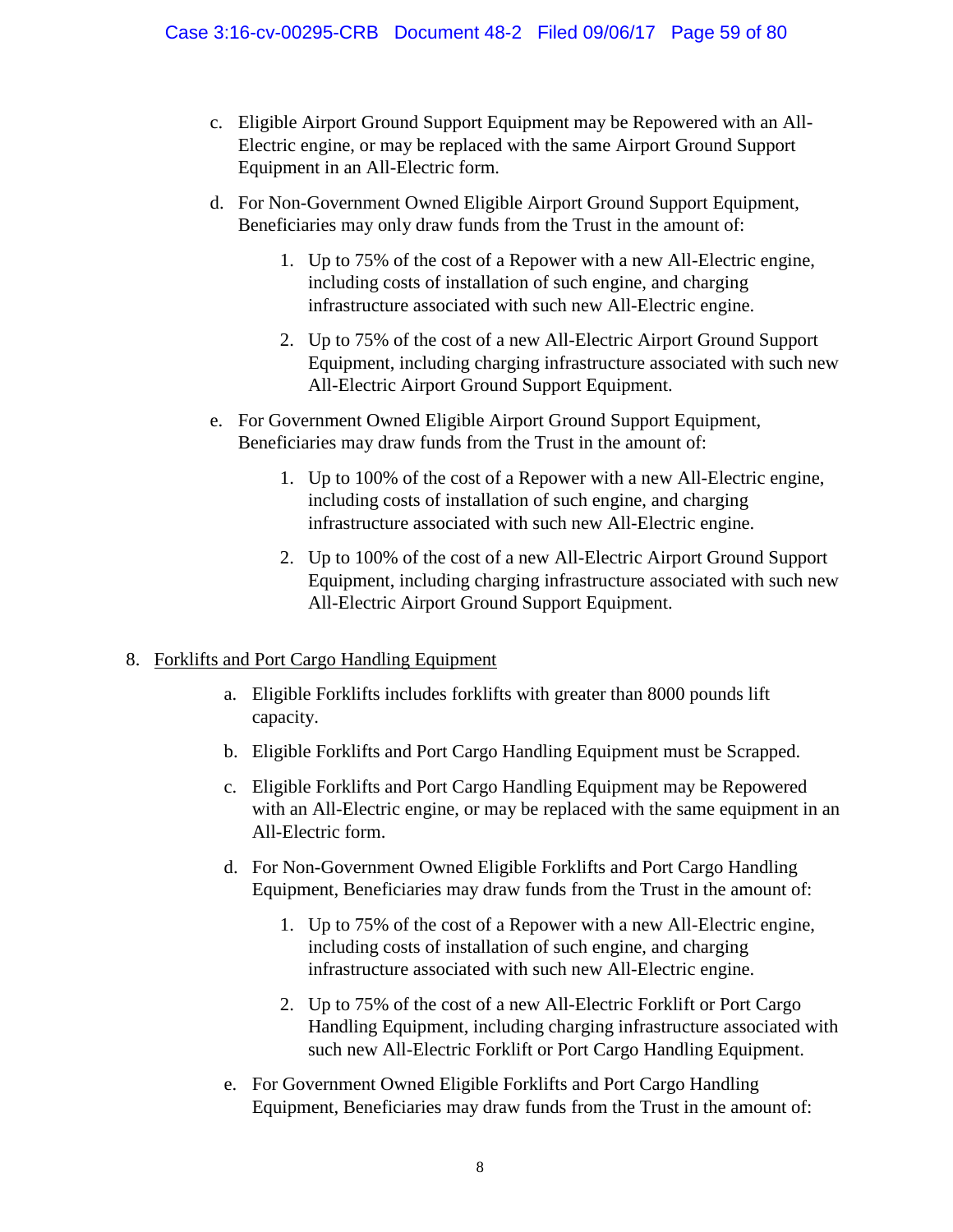c. Eligible Airport Ground Support Equipment may be Repowered with an All-Electric engine, or may be replaced with the same Airport Ground Support Equipment in an All-Electric form.

d. For Non-Government Owned Eligible Airport Ground Support Equipment, Beneficiaries may only draw funds from the Trust in the amount of:

   1. Up to 75% of the cost of a Repower with a new All-Electric engine, including costs of installation of such engine, and charging infrastructure associated with such new All-Electric engine.

   2. Up to 75% of the cost of a new All-Electric Airport Ground Support Equipment, including charging infrastructure associated with such new All-Electric Airport Ground Support Equipment.

e. For Government Owned Eligible Airport Ground Support Equipment, Beneficiaries may draw funds from the Trust in the amount of:

   1. Up to 100% of the cost of a Repower with a new All-Electric engine, including costs of installation of such engine, and charging infrastructure associated with such new All-Electric engine.

   2. Up to 100% of the cost of a new All-Electric Airport Ground Support Equipment, including charging infrastructure associated with such new All-Electric Airport Ground Support Equipment.

8. <u>Forklifts and Port Cargo Handling Equipment</u>

   a. Eligible Forklifts includes forklifts with greater than 8000 pounds lift capacity.

   b. Eligible Forklifts and Port Cargo Handling Equipment must be Scrapped.

   c. Eligible Forklifts and Port Cargo Handling Equipment may be Repowered with an All-Electric engine, or may be replaced with the same equipment in an All-Electric form.

   d. For Non-Government Owned Eligible Forklifts and Port Cargo Handling Equipment, Beneficiaries may draw funds from the Trust in the amount of:

      1. Up to 75% of the cost of a Repower with a new All-Electric engine, including costs of installation of such engine, and charging infrastructure associated with such new All-Electric engine.

      2. Up to 75% of the cost of a new All-Electric Forklift or Port Cargo Handling Equipment, including charging infrastructure associated with such new All-Electric Forklift or Port Cargo Handling Equipment.

   e. For Government Owned Eligible Forklifts and Port Cargo Handling Equipment, Beneficiaries may draw funds from the Trust in the amount of: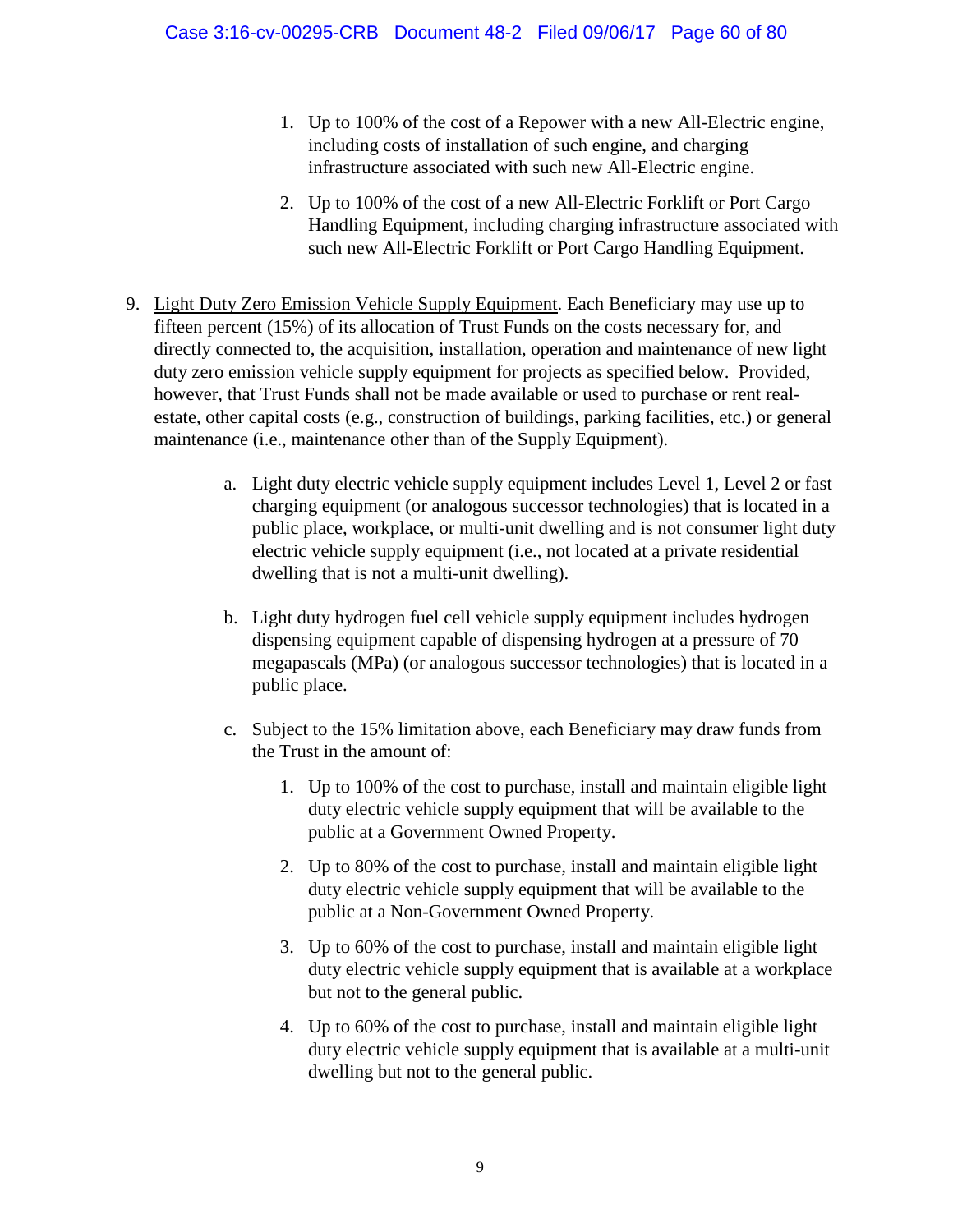1. Up to 100% of the cost of a Repower with a new All-Electric engine, including costs of installation of such engine, and charging infrastructure associated with such new All-Electric engine.

2. Up to 100% of the cost of a new All-Electric Forklift or Port Cargo Handling Equipment, including charging infrastructure associated with such new All-Electric Forklift or Port Cargo Handling Equipment.

9. <u>Light Duty Zero Emission Vehicle Supply Equipment</u>. Each Beneficiary may use up to fifteen percent (15%) of its allocation of Trust Funds on the costs necessary for, and directly connected to, the acquisition, installation, operation and maintenance of new light duty zero emission vehicle supply equipment for projects as specified below. Provided, however, that Trust Funds shall not be made available or used to purchase or rent real-estate, other capital costs (e.g., construction of buildings, parking facilities, etc.) or general maintenance (i.e., maintenance other than of the Supply Equipment).

   a. Light duty electric vehicle supply equipment includes Level 1, Level 2 or fast charging equipment (or analogous successor technologies) that is located in a public place, workplace, or multi-unit dwelling and is not consumer light duty electric vehicle supply equipment (i.e., not located at a private residential dwelling that is not a multi-unit dwelling).

   b. Light duty hydrogen fuel cell vehicle supply equipment includes hydrogen dispensing equipment capable of dispensing hydrogen at a pressure of 70 megapascals (MPa) (or analogous successor technologies) that is located in a public place.

   c. Subject to the 15% limitation above, each Beneficiary may draw funds from the Trust in the amount of:

      1. Up to 100% of the cost to purchase, install and maintain eligible light duty electric vehicle supply equipment that will be available to the public at a Government Owned Property.

      2. Up to 80% of the cost to purchase, install and maintain eligible light duty electric vehicle supply equipment that will be available to the public at a Non-Government Owned Property.

      3. Up to 60% of the cost to purchase, install and maintain eligible light duty electric vehicle supply equipment that is available at a workplace but not to the general public.

      4. Up to 60% of the cost to purchase, install and maintain eligible light duty electric vehicle supply equipment that is available at a multi-unit dwelling but not to the general public.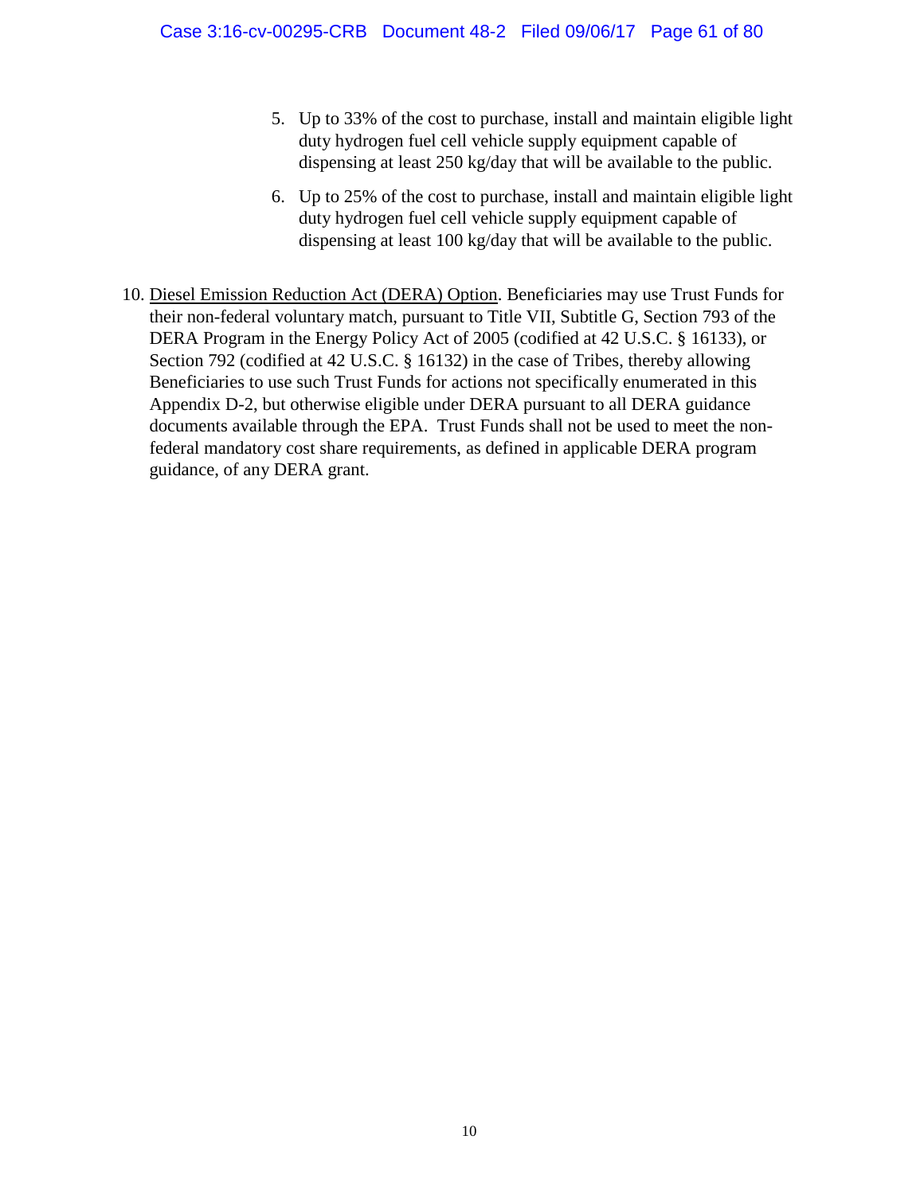5. Up to 33% of the cost to purchase, install and maintain eligible light duty hydrogen fuel cell vehicle supply equipment capable of dispensing at least 250 kg/day that will be available to the public.

6. Up to 25% of the cost to purchase, install and maintain eligible light duty hydrogen fuel cell vehicle supply equipment capable of dispensing at least 100 kg/day that will be available to the public.

10. Diesel Emission Reduction Act (DERA) Option. Beneficiaries may use Trust Funds for their non-federal voluntary match, pursuant to Title VII, Subtitle G, Section 793 of the DERA Program in the Energy Policy Act of 2005 (codified at 42 U.S.C. § 16133), or Section 792 (codified at 42 U.S.C. § 16132) in the case of Tribes, thereby allowing Beneficiaries to use such Trust Funds for actions not specifically enumerated in this Appendix D-2, but otherwise eligible under DERA pursuant to all DERA guidance documents available through the EPA. Trust Funds shall not be used to meet the non-federal mandatory cost share requirements, as defined in applicable DERA program guidance, of any DERA grant.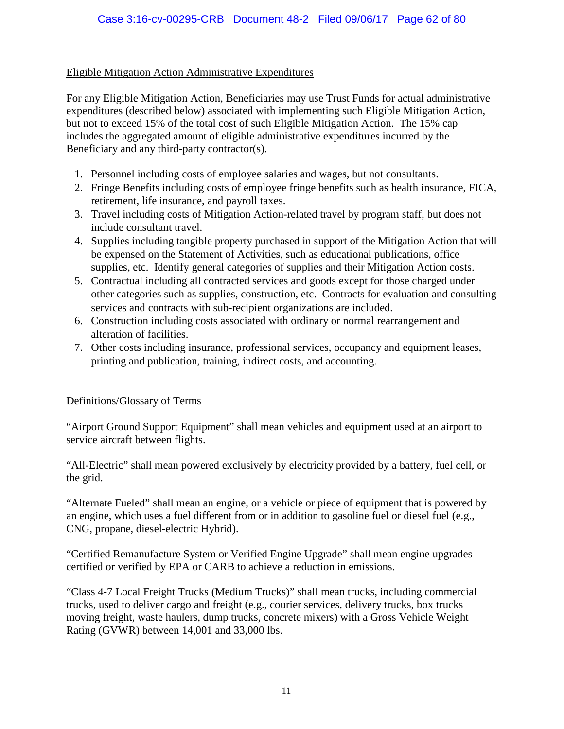## Eligible Mitigation Action Administrative Expenditures

For any Eligible Mitigation Action, Beneficiaries may use Trust Funds for actual administrative expenditures (described below) associated with implementing such Eligible Mitigation Action, but not to exceed 15% of the total cost of such Eligible Mitigation Action. The 15% cap includes the aggregated amount of eligible administrative expenditures incurred by the Beneficiary and any third-party contractor(s).

1. Personnel including costs of employee salaries and wages, but not consultants.
2. Fringe Benefits including costs of employee fringe benefits such as health insurance, FICA, retirement, life insurance, and payroll taxes.
3. Travel including costs of Mitigation Action-related travel by program staff, but does not include consultant travel.
4. Supplies including tangible property purchased in support of the Mitigation Action that will be expensed on the Statement of Activities, such as educational publications, office supplies, etc. Identify general categories of supplies and their Mitigation Action costs.
5. Contractual including all contracted services and goods except for those charged under other categories such as supplies, construction, etc. Contracts for evaluation and consulting services and contracts with sub-recipient organizations are included.
6. Construction including costs associated with ordinary or normal rearrangement and alteration of facilities.
7. Other costs including insurance, professional services, occupancy and equipment leases, printing and publication, training, indirect costs, and accounting.

## Definitions/Glossary of Terms

"Airport Ground Support Equipment" shall mean vehicles and equipment used at an airport to service aircraft between flights.

"All-Electric" shall mean powered exclusively by electricity provided by a battery, fuel cell, or the grid.

"Alternate Fueled" shall mean an engine, or a vehicle or piece of equipment that is powered by an engine, which uses a fuel different from or in addition to gasoline fuel or diesel fuel (e.g., CNG, propane, diesel-electric Hybrid).

"Certified Remanufacture System or Verified Engine Upgrade" shall mean engine upgrades certified or verified by EPA or CARB to achieve a reduction in emissions.

"Class 4-7 Local Freight Trucks (Medium Trucks)" shall mean trucks, including commercial trucks, used to deliver cargo and freight (e.g., courier services, delivery trucks, box trucks moving freight, waste haulers, dump trucks, concrete mixers) with a Gross Vehicle Weight Rating (GVWR) between 14,001 and 33,000 lbs.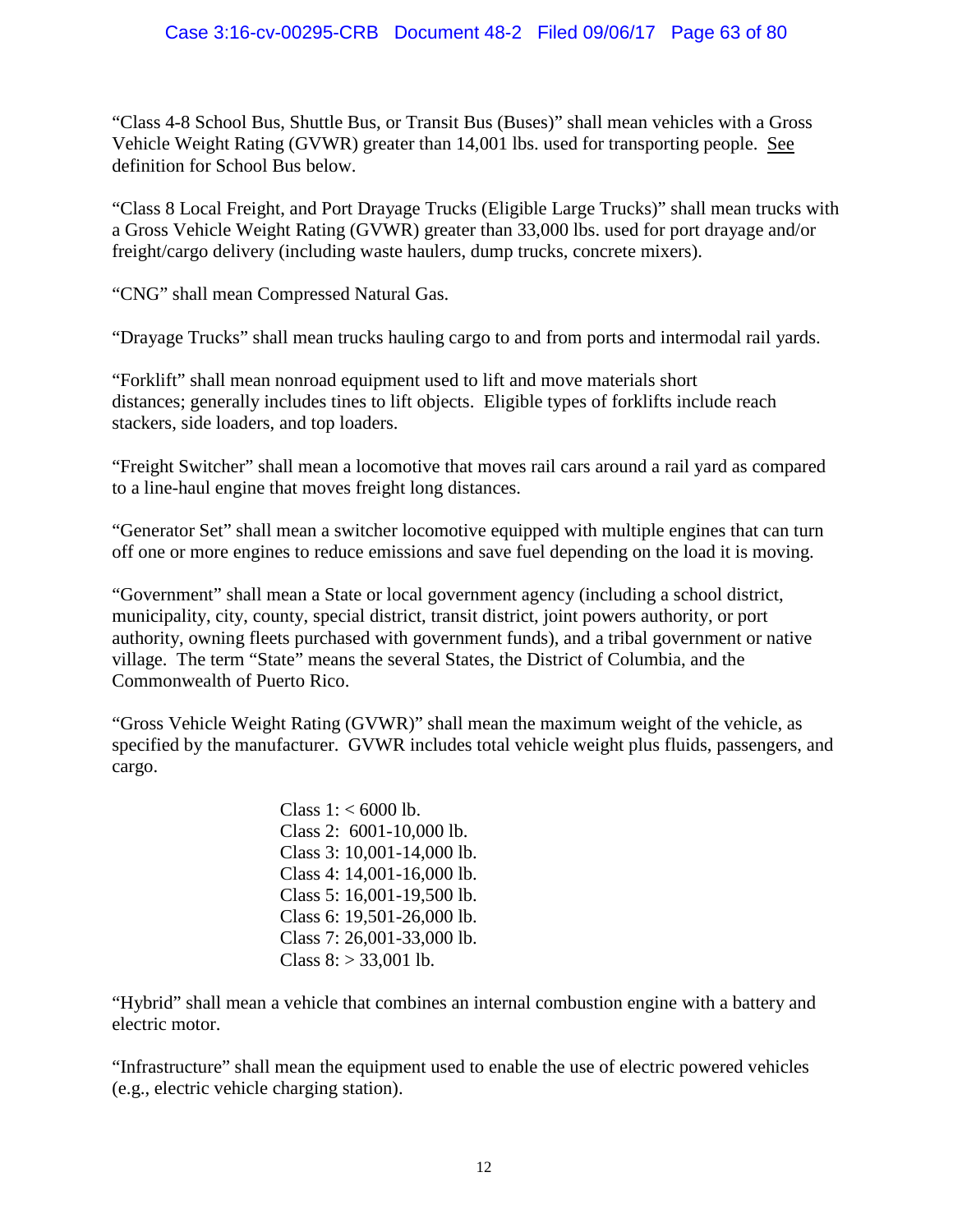"Class 4-8 School Bus, Shuttle Bus, or Transit Bus (Buses)" shall mean vehicles with a Gross Vehicle Weight Rating (GVWR) greater than 14,001 lbs. used for transporting people. See definition for School Bus below.

"Class 8 Local Freight, and Port Drayage Trucks (Eligible Large Trucks)" shall mean trucks with a Gross Vehicle Weight Rating (GVWR) greater than 33,000 lbs. used for port drayage and/or freight/cargo delivery (including waste haulers, dump trucks, concrete mixers).

"CNG" shall mean Compressed Natural Gas.

"Drayage Trucks" shall mean trucks hauling cargo to and from ports and intermodal rail yards.

"Forklift" shall mean nonroad equipment used to lift and move materials short distances; generally includes tines to lift objects. Eligible types of forklifts include reach stackers, side loaders, and top loaders.

"Freight Switcher" shall mean a locomotive that moves rail cars around a rail yard as compared to a line-haul engine that moves freight long distances.

"Generator Set" shall mean a switcher locomotive equipped with multiple engines that can turn off one or more engines to reduce emissions and save fuel depending on the load it is moving.

"Government" shall mean a State or local government agency (including a school district, municipality, city, county, special district, transit district, joint powers authority, or port authority, owning fleets purchased with government funds), and a tribal government or native village. The term "State" means the several States, the District of Columbia, and the Commonwealth of Puerto Rico.

"Gross Vehicle Weight Rating (GVWR)" shall mean the maximum weight of the vehicle, as specified by the manufacturer. GVWR includes total vehicle weight plus fluids, passengers, and cargo.

Class 1: < 6000 lb.
Class 2: 6001-10,000 lb.
Class 3: 10,001-14,000 lb.
Class 4: 14,001-16,000 lb.
Class 5: 16,001-19,500 lb.
Class 6: 19,501-26,000 lb.
Class 7: 26,001-33,000 lb.
Class 8: > 33,001 lb.

"Hybrid" shall mean a vehicle that combines an internal combustion engine with a battery and electric motor.

"Infrastructure" shall mean the equipment used to enable the use of electric powered vehicles (e.g., electric vehicle charging station).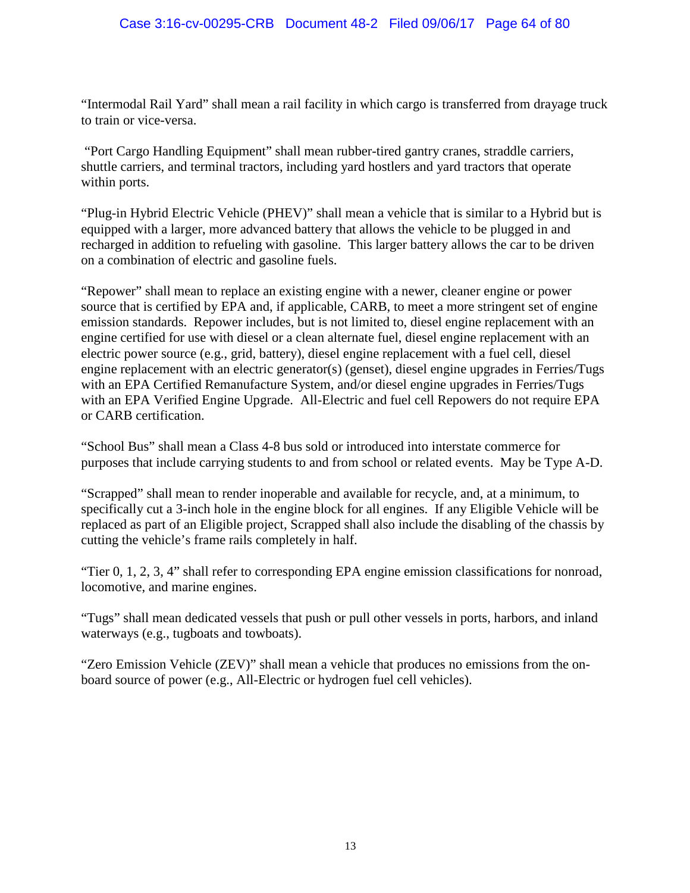"Intermodal Rail Yard" shall mean a rail facility in which cargo is transferred from drayage truck to train or vice-versa.

"Port Cargo Handling Equipment" shall mean rubber-tired gantry cranes, straddle carriers, shuttle carriers, and terminal tractors, including yard hostlers and yard tractors that operate within ports.

"Plug-in Hybrid Electric Vehicle (PHEV)" shall mean a vehicle that is similar to a Hybrid but is equipped with a larger, more advanced battery that allows the vehicle to be plugged in and recharged in addition to refueling with gasoline. This larger battery allows the car to be driven on a combination of electric and gasoline fuels.

"Repower" shall mean to replace an existing engine with a newer, cleaner engine or power source that is certified by EPA and, if applicable, CARB, to meet a more stringent set of engine emission standards. Repower includes, but is not limited to, diesel engine replacement with an engine certified for use with diesel or a clean alternate fuel, diesel engine replacement with an electric power source (e.g., grid, battery), diesel engine replacement with a fuel cell, diesel engine replacement with an electric generator(s) (genset), diesel engine upgrades in Ferries/Tugs with an EPA Certified Remanufacture System, and/or diesel engine upgrades in Ferries/Tugs with an EPA Verified Engine Upgrade. All-Electric and fuel cell Repowers do not require EPA or CARB certification.

"School Bus" shall mean a Class 4-8 bus sold or introduced into interstate commerce for purposes that include carrying students to and from school or related events. May be Type A-D.

"Scrapped" shall mean to render inoperable and available for recycle, and, at a minimum, to specifically cut a 3-inch hole in the engine block for all engines. If any Eligible Vehicle will be replaced as part of an Eligible project, Scrapped shall also include the disabling of the chassis by cutting the vehicle's frame rails completely in half.

"Tier 0, 1, 2, 3, 4" shall refer to corresponding EPA engine emission classifications for nonroad, locomotive, and marine engines.

"Tugs" shall mean dedicated vessels that push or pull other vessels in ports, harbors, and inland waterways (e.g., tugboats and towboats).

"Zero Emission Vehicle (ZEV)" shall mean a vehicle that produces no emissions from the on-board source of power (e.g., All-Electric or hydrogen fuel cell vehicles).